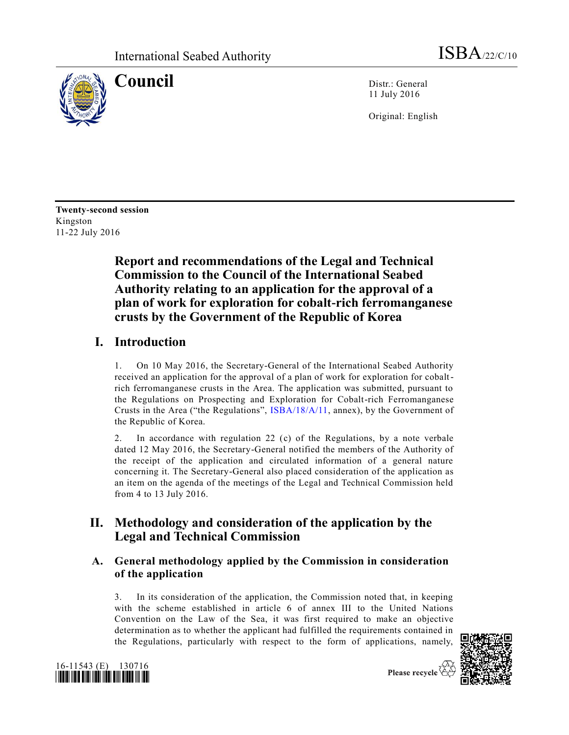International Seabed Authority

ISBA/22/C/10

**Council**

Distr.: General
11 July 2016

Original: English

**Twenty-second session**
Kingston
11-22 July 2016

# Report and recommendations of the Legal and Technical Commission to the Council of the International Seabed Authority relating to an application for the approval of a plan of work for exploration for cobalt-rich ferromanganese crusts by the Government of the Republic of Korea

## I. Introduction

1. On 10 May 2016, the Secretary-General of the International Seabed Authority received an application for the approval of a plan of work for exploration for cobalt-rich ferromanganese crusts in the Area. The application was submitted, pursuant to the Regulations on Prospecting and Exploration for Cobalt-rich Ferromanganese Crusts in the Area ("the Regulations", ISBA/18/A/11, annex), by the Government of the Republic of Korea.

2. In accordance with regulation 22 (c) of the Regulations, by a note verbale dated 12 May 2016, the Secretary-General notified the members of the Authority of the receipt of the application and circulated information of a general nature concerning it. The Secretary-General also placed consideration of the application as an item on the agenda of the meetings of the Legal and Technical Commission held from 4 to 13 July 2016.

## II. Methodology and consideration of the application by the Legal and Technical Commission

### A. General methodology applied by the Commission in consideration of the application

3. In its consideration of the application, the Commission noted that, in keeping with the scheme established in article 6 of annex III to the United Nations Convention on the Law of the Sea, it was first required to make an objective determination as to whether the applicant had fulfilled the requirements contained in the Regulations, particularly with respect to the form of applications, namely,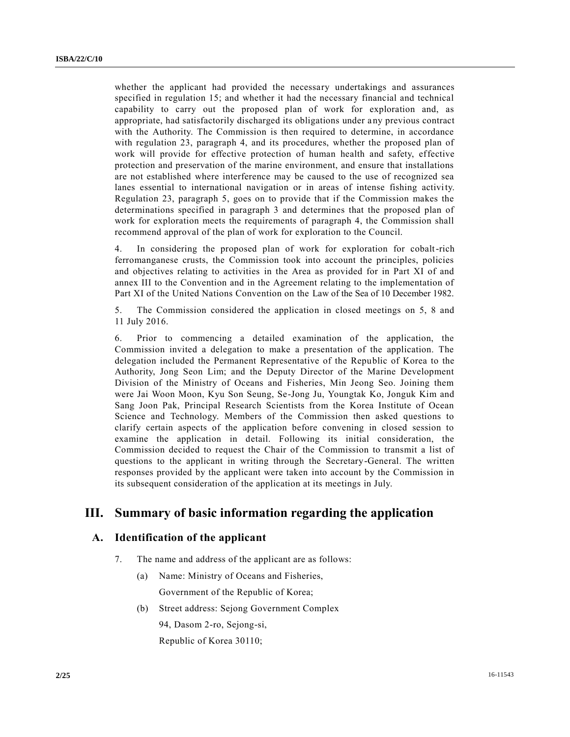whether the applicant had provided the necessary undertakings and assurances specified in regulation 15; and whether it had the necessary financial and technical capability to carry out the proposed plan of work for exploration and, as appropriate, had satisfactorily discharged its obligations under any previous contract with the Authority. The Commission is then required to determine, in accordance with regulation 23, paragraph 4, and its procedures, whether the proposed plan of work will provide for effective protection of human health and safety, effective protection and preservation of the marine environment, and ensure that installations are not established where interference may be caused to the use of recognized sea lanes essential to international navigation or in areas of intense fishing activity. Regulation 23, paragraph 5, goes on to provide that if the Commission makes the determinations specified in paragraph 3 and determines that the proposed plan of work for exploration meets the requirements of paragraph 4, the Commission shall recommend approval of the plan of work for exploration to the Council.

4. In considering the proposed plan of work for exploration for cobalt-rich ferromanganese crusts, the Commission took into account the principles, policies and objectives relating to activities in the Area as provided for in Part XI of and annex III to the Convention and in the Agreement relating to the implementation of Part XI of the United Nations Convention on the Law of the Sea of 10 December 1982.

5. The Commission considered the application in closed meetings on 5, 8 and 11 July 2016.

6. Prior to commencing a detailed examination of the application, the Commission invited a delegation to make a presentation of the application. The delegation included the Permanent Representative of the Republic of Korea to the Authority, Jong Seon Lim; and the Deputy Director of the Marine Development Division of the Ministry of Oceans and Fisheries, Min Jeong Seo. Joining them were Jai Woon Moon, Kyu Son Seung, Se-Jong Ju, Youngtak Ko, Jonguk Kim and Sang Joon Pak, Principal Research Scientists from the Korea Institute of Ocean Science and Technology. Members of the Commission then asked questions to clarify certain aspects of the application before convening in closed session to examine the application in detail. Following its initial consideration, the Commission decided to request the Chair of the Commission to transmit a list of questions to the applicant in writing through the Secretary-General. The written responses provided by the applicant were taken into account by the Commission in its subsequent consideration of the application at its meetings in July.

## III. Summary of basic information regarding the application

### A. Identification of the applicant

7. The name and address of the applicant are as follows:

(a) Name: Ministry of Oceans and Fisheries,
Government of the Republic of Korea;

(b) Street address: Sejong Government Complex
94, Dasom 2-ro, Sejong-si,
Republic of Korea 30110;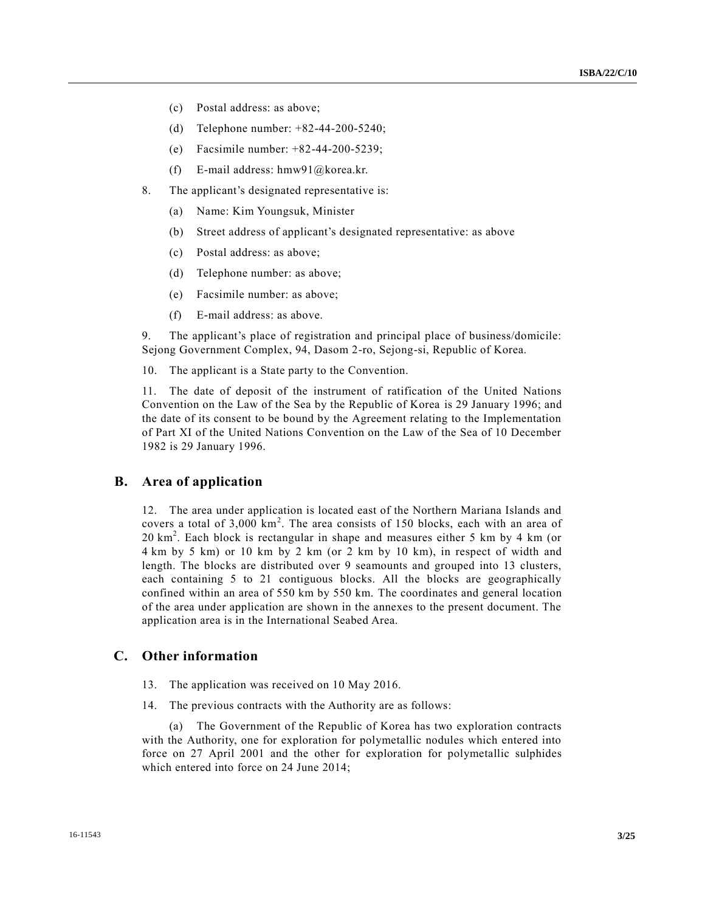(c) Postal address: as above;

(d) Telephone number: +82-44-200-5240;

(e) Facsimile number: +82-44-200-5239;

(f) E-mail address: hmw91@korea.kr.

8. The applicant's designated representative is:

(a) Name: Kim Youngsuk, Minister

(b) Street address of applicant's designated representative: as above

(c) Postal address: as above;

(d) Telephone number: as above;

(e) Facsimile number: as above;

(f) E-mail address: as above.

9. The applicant's place of registration and principal place of business/domicile: Sejong Government Complex, 94, Dasom 2-ro, Sejong-si, Republic of Korea.

10. The applicant is a State party to the Convention.

11. The date of deposit of the instrument of ratification of the United Nations Convention on the Law of the Sea by the Republic of Korea is 29 January 1996; and the date of its consent to be bound by the Agreement relating to the Implementation of Part XI of the United Nations Convention on the Law of the Sea of 10 December 1982 is 29 January 1996.

## B. Area of application

12. The area under application is located east of the Northern Mariana Islands and covers a total of 3,000 $km^2$. The area consists of 150 blocks, each with an area of 20 $km^2$. Each block is rectangular in shape and measures either 5 km by 4 km (or 4 km by 5 km) or 10 km by 2 km (or 2 km by 10 km), in respect of width and length. The blocks are distributed over 9 seamounts and grouped into 13 clusters, each containing 5 to 21 contiguous blocks. All the blocks are geographically confined within an area of 550 km by 550 km. The coordinates and general location of the area under application are shown in the annexes to the present document. The application area is in the International Seabed Area.

## C. Other information

13. The application was received on 10 May 2016.

14. The previous contracts with the Authority are as follows:

(a) The Government of the Republic of Korea has two exploration contracts with the Authority, one for exploration for polymetallic nodules which entered into force on 27 April 2001 and the other for exploration for polymetallic sulphides which entered into force on 24 June 2014;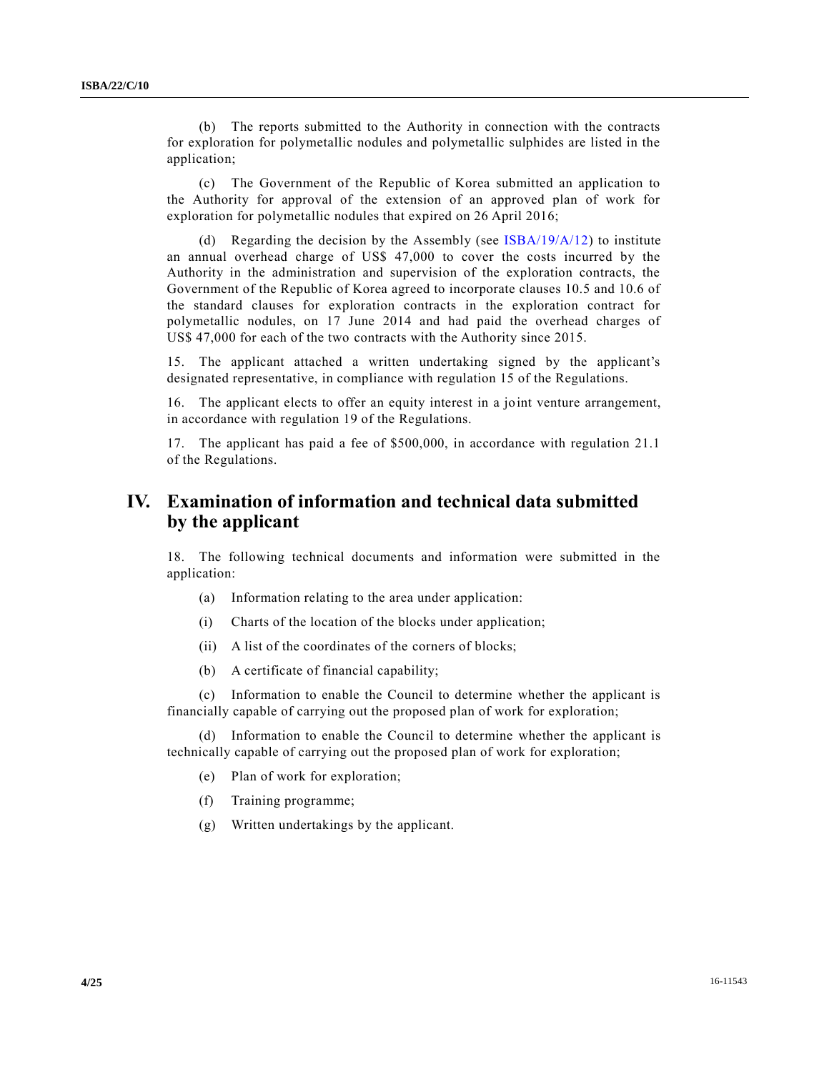(b) The reports submitted to the Authority in connection with the contracts for exploration for polymetallic nodules and polymetallic sulphides are listed in the application;

(c) The Government of the Republic of Korea submitted an application to the Authority for approval of the extension of an approved plan of work for exploration for polymetallic nodules that expired on 26 April 2016;

(d) Regarding the decision by the Assembly (see ISBA/19/A/12) to institute an annual overhead charge of US$ 47,000 to cover the costs incurred by the Authority in the administration and supervision of the exploration contracts, the Government of the Republic of Korea agreed to incorporate clauses 10.5 and 10.6 of the standard clauses for exploration contracts in the exploration contract for polymetallic nodules, on 17 June 2014 and had paid the overhead charges of US$ 47,000 for each of the two contracts with the Authority since 2015.

15. The applicant attached a written undertaking signed by the applicant's designated representative, in compliance with regulation 15 of the Regulations.

16. The applicant elects to offer an equity interest in a joint venture arrangement, in accordance with regulation 19 of the Regulations.

17. The applicant has paid a fee of $500,000, in accordance with regulation 21.1 of the Regulations.

# IV. Examination of information and technical data submitted by the applicant

18. The following technical documents and information were submitted in the application:

(a) Information relating to the area under application:

(i) Charts of the location of the blocks under application;

(ii) A list of the coordinates of the corners of blocks;

(b) A certificate of financial capability;

(c) Information to enable the Council to determine whether the applicant is financially capable of carrying out the proposed plan of work for exploration;

(d) Information to enable the Council to determine whether the applicant is technically capable of carrying out the proposed plan of work for exploration;

(e) Plan of work for exploration;

(f) Training programme;

(g) Written undertakings by the applicant.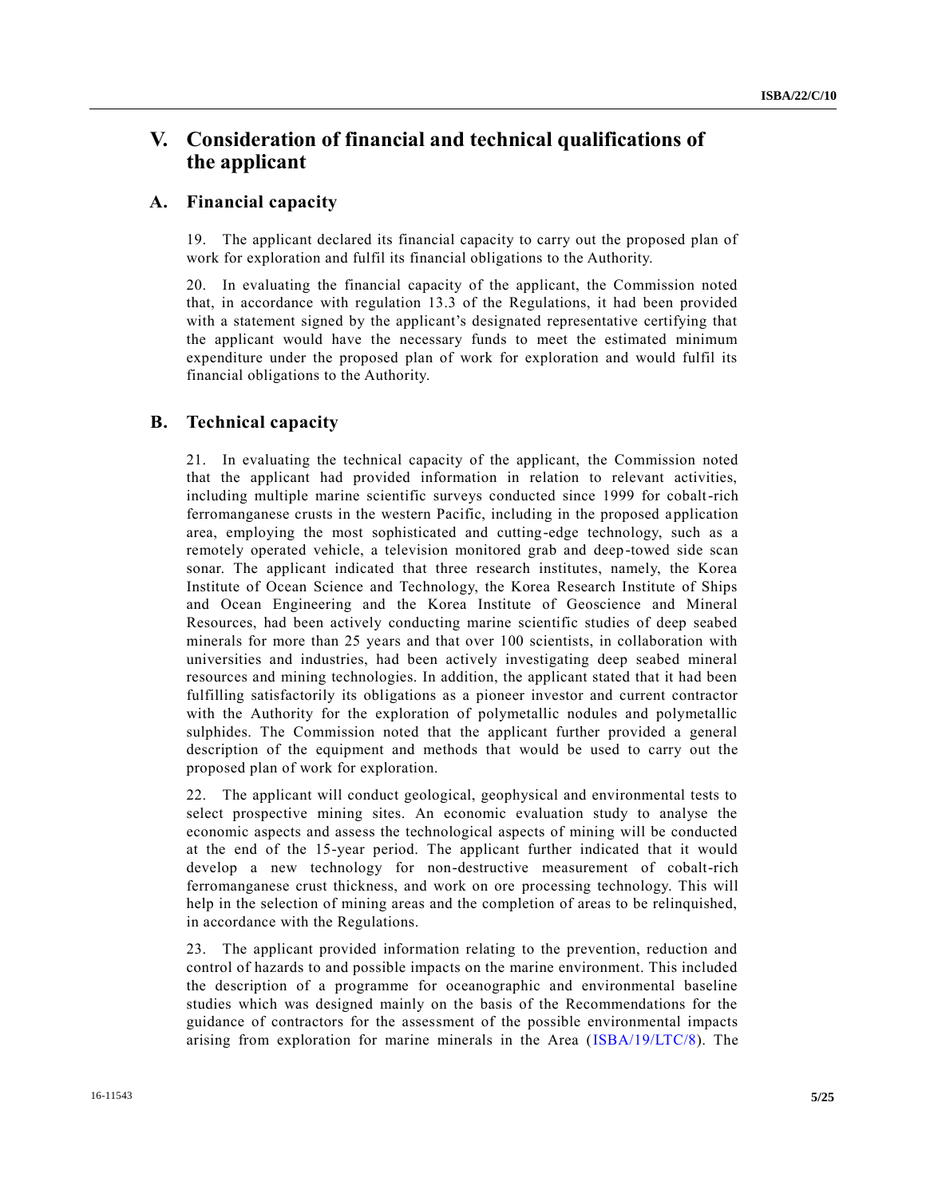# V. Consideration of financial and technical qualifications of the applicant

## A. Financial capacity

19. The applicant declared its financial capacity to carry out the proposed plan of work for exploration and fulfil its financial obligations to the Authority.

20. In evaluating the financial capacity of the applicant, the Commission noted that, in accordance with regulation 13.3 of the Regulations, it had been provided with a statement signed by the applicant's designated representative certifying that the applicant would have the necessary funds to meet the estimated minimum expenditure under the proposed plan of work for exploration and would fulfil its financial obligations to the Authority.

## B. Technical capacity

21. In evaluating the technical capacity of the applicant, the Commission noted that the applicant had provided information in relation to relevant activities, including multiple marine scientific surveys conducted since 1999 for cobalt-rich ferromanganese crusts in the western Pacific, including in the proposed application area, employing the most sophisticated and cutting-edge technology, such as a remotely operated vehicle, a television monitored grab and deep-towed side scan sonar. The applicant indicated that three research institutes, namely, the Korea Institute of Ocean Science and Technology, the Korea Research Institute of Ships and Ocean Engineering and the Korea Institute of Geoscience and Mineral Resources, had been actively conducting marine scientific studies of deep seabed minerals for more than 25 years and that over 100 scientists, in collaboration with universities and industries, had been actively investigating deep seabed mineral resources and mining technologies. In addition, the applicant stated that it had been fulfilling satisfactorily its obligations as a pioneer investor and current contractor with the Authority for the exploration of polymetallic nodules and polymetallic sulphides. The Commission noted that the applicant further provided a general description of the equipment and methods that would be used to carry out the proposed plan of work for exploration.

22. The applicant will conduct geological, geophysical and environmental tests to select prospective mining sites. An economic evaluation study to analyse the economic aspects and assess the technological aspects of mining will be conducted at the end of the 15-year period. The applicant further indicated that it would develop a new technology for non-destructive measurement of cobalt-rich ferromanganese crust thickness, and work on ore processing technology. This will help in the selection of mining areas and the completion of areas to be relinquished, in accordance with the Regulations.

23. The applicant provided information relating to the prevention, reduction and control of hazards to and possible impacts on the marine environment. This included the description of a programme for oceanographic and environmental baseline studies which was designed mainly on the basis of the Recommendations for the guidance of contractors for the assessment of the possible environmental impacts arising from exploration for marine minerals in the Area (ISBA/19/LTC/8). The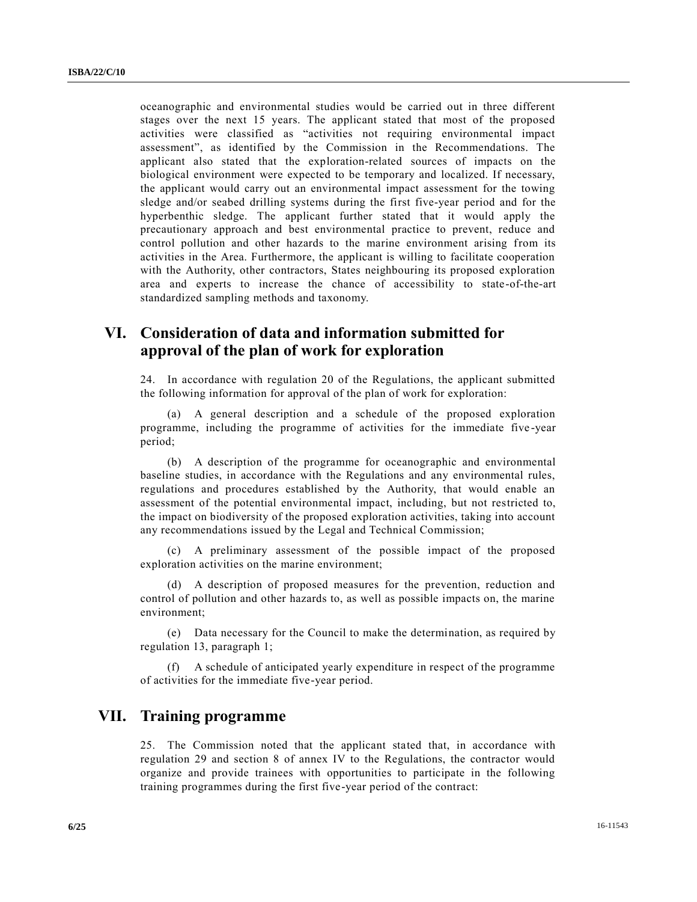oceanographic and environmental studies would be carried out in three different stages over the next 15 years. The applicant stated that most of the proposed activities were classified as “activities not requiring environmental impact assessment”, as identified by the Commission in the Recommendations. The applicant also stated that the exploration-related sources of impacts on the biological environment were expected to be temporary and localized. If necessary, the applicant would carry out an environmental impact assessment for the towing sledge and/or seabed drilling systems during the first five-year period and for the hyperbenthic sledge. The applicant further stated that it would apply the precautionary approach and best environmental practice to prevent, reduce and control pollution and other hazards to the marine environment arising from its activities in the Area. Furthermore, the applicant is willing to facilitate cooperation with the Authority, other contractors, States neighbouring its proposed exploration area and experts to increase the chance of accessibility to state-of-the-art standardized sampling methods and taxonomy.

## VI. Consideration of data and information submitted for approval of the plan of work for exploration

24. In accordance with regulation 20 of the Regulations, the applicant submitted the following information for approval of the plan of work for exploration:

(a) A general description and a schedule of the proposed exploration programme, including the programme of activities for the immediate five-year period;

(b) A description of the programme for oceanographic and environmental baseline studies, in accordance with the Regulations and any environmental rules, regulations and procedures established by the Authority, that would enable an assessment of the potential environmental impact, including, but not restricted to, the impact on biodiversity of the proposed exploration activities, taking into account any recommendations issued by the Legal and Technical Commission;

(c) A preliminary assessment of the possible impact of the proposed exploration activities on the marine environment;

(d) A description of proposed measures for the prevention, reduction and control of pollution and other hazards to, as well as possible impacts on, the marine environment;

(e) Data necessary for the Council to make the determination, as required by regulation 13, paragraph 1;

(f) A schedule of anticipated yearly expenditure in respect of the programme of activities for the immediate five-year period.

## VII. Training programme

25. The Commission noted that the applicant stated that, in accordance with regulation 29 and section 8 of annex IV to the Regulations, the contractor would organize and provide trainees with opportunities to participate in the following training programmes during the first five-year period of the contract: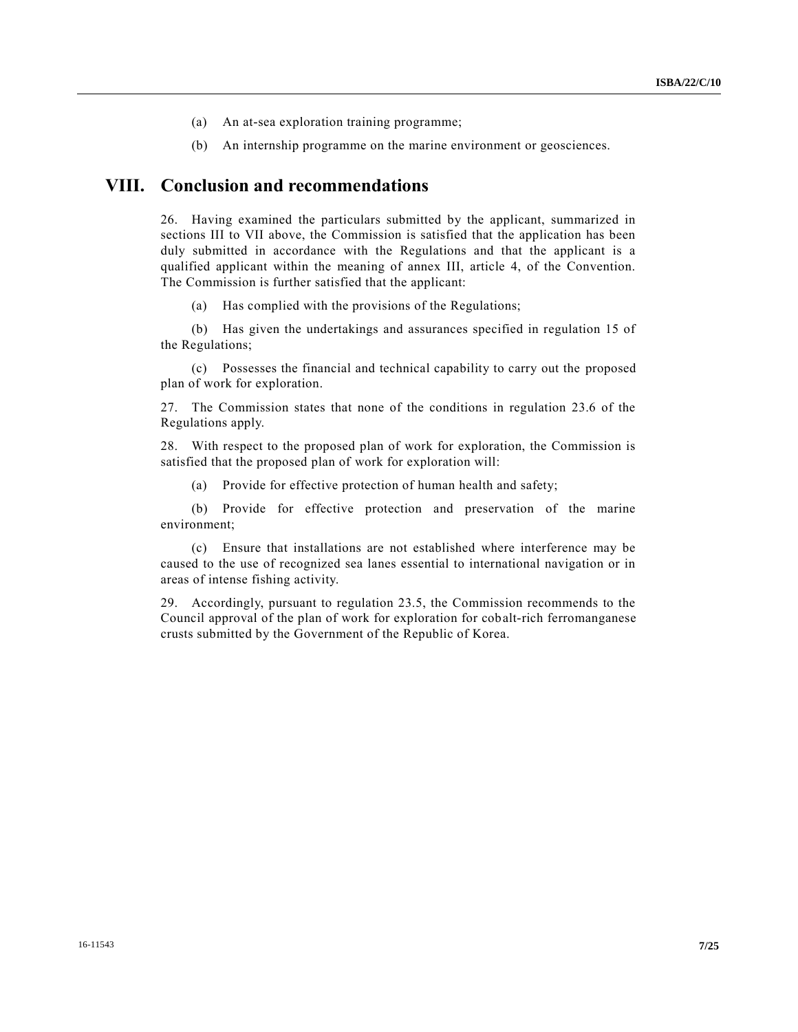(a) An at-sea exploration training programme;

(b) An internship programme on the marine environment or geosciences.

# VIII. Conclusion and recommendations

26. Having examined the particulars submitted by the applicant, summarized in sections III to VII above, the Commission is satisfied that the application has been duly submitted in accordance with the Regulations and that the applicant is a qualified applicant within the meaning of annex III, article 4, of the Convention. The Commission is further satisfied that the applicant:

(a) Has complied with the provisions of the Regulations;

(b) Has given the undertakings and assurances specified in regulation 15 of the Regulations;

(c) Possesses the financial and technical capability to carry out the proposed plan of work for exploration.

27. The Commission states that none of the conditions in regulation 23.6 of the Regulations apply.

28. With respect to the proposed plan of work for exploration, the Commission is satisfied that the proposed plan of work for exploration will:

(a) Provide for effective protection of human health and safety;

(b) Provide for effective protection and preservation of the marine environment;

(c) Ensure that installations are not established where interference may be caused to the use of recognized sea lanes essential to international navigation or in areas of intense fishing activity.

29. Accordingly, pursuant to regulation 23.5, the Commission recommends to the Council approval of the plan of work for exploration for cobalt-rich ferromanganese crusts submitted by the Government of the Republic of Korea.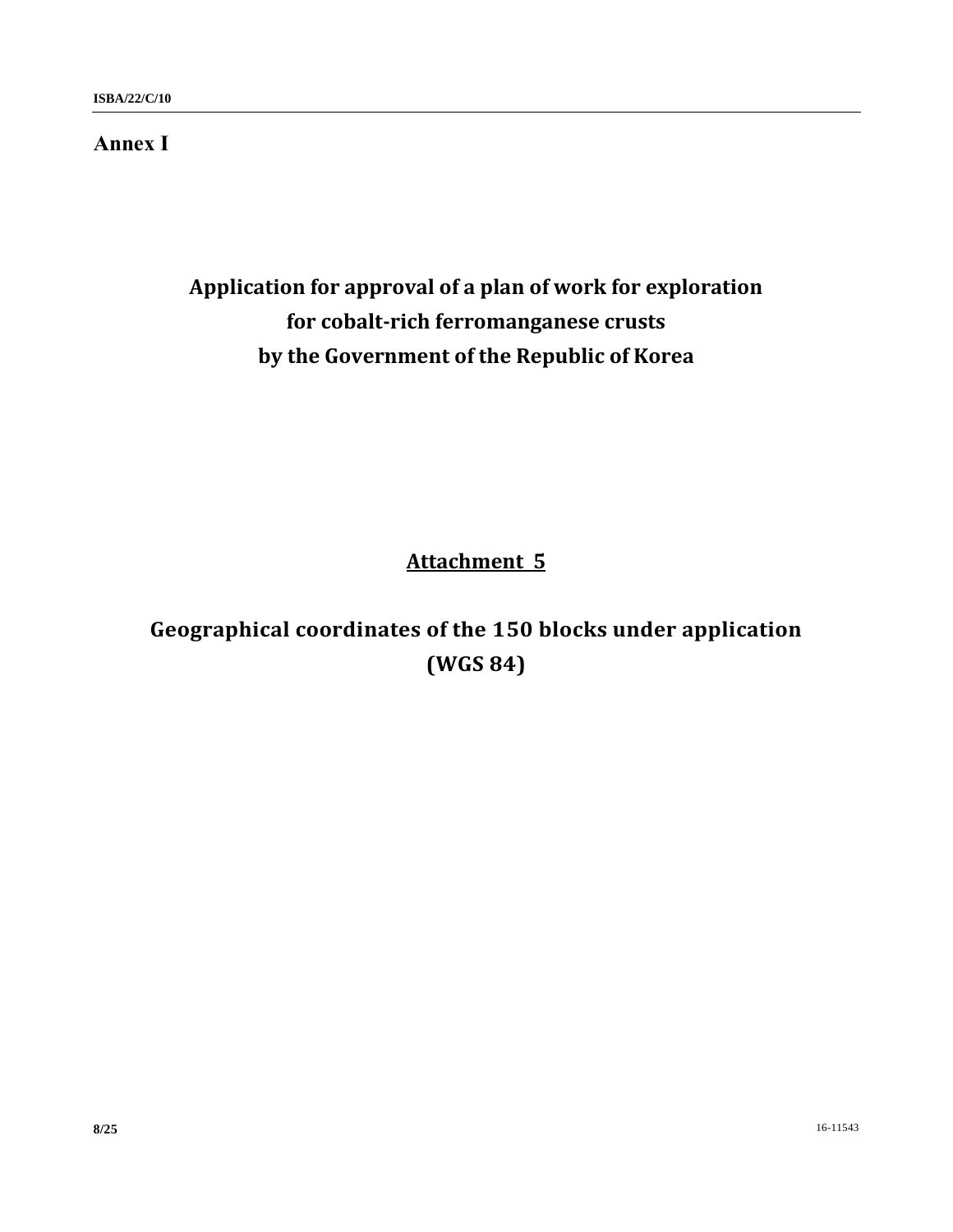## Annex I

# Application for approval of a plan of work for exploration for cobalt-rich ferromanganese crusts by the Government of the Republic of Korea

## Attachment 5

## Geographical coordinates of the 150 blocks under application (WGS 84)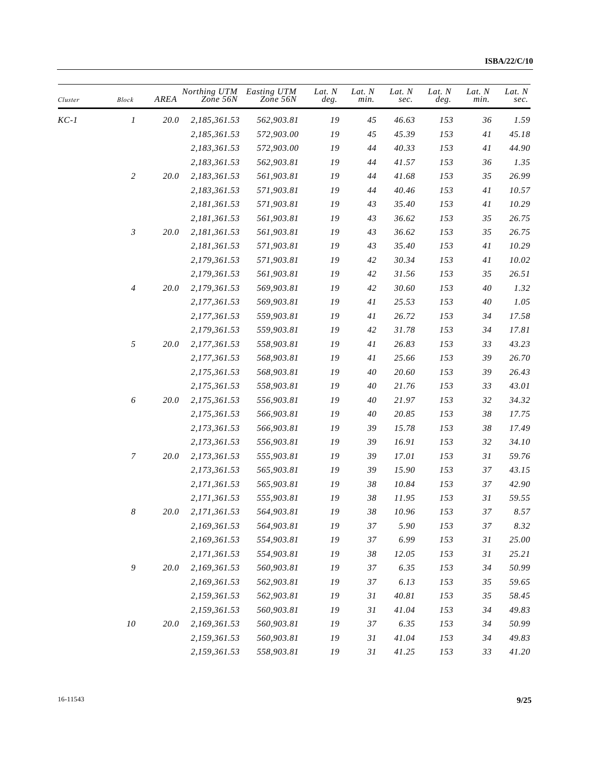| Cluster | Block | AREA | Northing UTM Zone 56N | Easting UTM Zone 56N | Lat. N deg. | Lat. N min. | Lat. N sec. | Lat. N deg. | Lat. N min. | Lat. N sec. |
|---|---|---|---|---|---|---|---|---|---|---|
| KC-1 | 1 | 20.0 | 2,185,361.53 | 562,903.81 | 19 | 45 | 46.63 | 153 | 36 | 1.59 |
| | | | 2,185,361.53 | 572,903.00 | 19 | 45 | 45.39 | 153 | 41 | 45.18 |
| | | | 2,183,361.53 | 572,903.00 | 19 | 44 | 40.33 | 153 | 41 | 44.90 |
| | | | 2,183,361.53 | 562,903.81 | 19 | 44 | 41.57 | 153 | 36 | 1.35 |
| | 2 | 20.0 | 2,183,361.53 | 561,903.81 | 19 | 44 | 41.68 | 153 | 35 | 26.99 |
| | | | 2,183,361.53 | 571,903.81 | 19 | 44 | 40.46 | 153 | 41 | 10.57 |
| | | | 2,181,361.53 | 571,903.81 | 19 | 43 | 35.40 | 153 | 41 | 10.29 |
| | | | 2,181,361.53 | 561,903.81 | 19 | 43 | 36.62 | 153 | 35 | 26.75 |
| | 3 | 20.0 | 2,181,361.53 | 561,903.81 | 19 | 43 | 36.62 | 153 | 35 | 26.75 |
| | | | 2,181,361.53 | 571,903.81 | 19 | 43 | 35.40 | 153 | 41 | 10.29 |
| | | | 2,179,361.53 | 571,903.81 | 19 | 42 | 30.34 | 153 | 41 | 10.02 |
| | | | 2,179,361.53 | 561,903.81 | 19 | 42 | 31.56 | 153 | 35 | 26.51 |
| | 4 | 20.0 | 2,179,361.53 | 569,903.81 | 19 | 42 | 30.60 | 153 | 40 | 1.32 |
| | | | 2,177,361.53 | 569,903.81 | 19 | 41 | 25.53 | 153 | 40 | 1.05 |
| | | | 2,177,361.53 | 559,903.81 | 19 | 41 | 26.72 | 153 | 34 | 17.58 |
| | | | 2,179,361.53 | 559,903.81 | 19 | 42 | 31.78 | 153 | 34 | 17.81 |
| | 5 | 20.0 | 2,177,361.53 | 558,903.81 | 19 | 41 | 26.83 | 153 | 33 | 43.23 |
| | | | 2,177,361.53 | 568,903.81 | 19 | 41 | 25.66 | 153 | 39 | 26.70 |
| | | | 2,175,361.53 | 568,903.81 | 19 | 40 | 20.60 | 153 | 39 | 26.43 |
| | | | 2,175,361.53 | 558,903.81 | 19 | 40 | 21.76 | 153 | 33 | 43.01 |
| | 6 | 20.0 | 2,175,361.53 | 556,903.81 | 19 | 40 | 21.97 | 153 | 32 | 34.32 |
| | | | 2,175,361.53 | 566,903.81 | 19 | 40 | 20.85 | 153 | 38 | 17.75 |
| | | | 2,173,361.53 | 566,903.81 | 19 | 39 | 15.78 | 153 | 38 | 17.49 |
| | | | 2,173,361.53 | 556,903.81 | 19 | 39 | 16.91 | 153 | 32 | 34.10 |
| | 7 | 20.0 | 2,173,361.53 | 555,903.81 | 19 | 39 | 17.01 | 153 | 31 | 59.76 |
| | | | 2,173,361.53 | 565,903.81 | 19 | 39 | 15.90 | 153 | 37 | 43.15 |
| | | | 2,171,361.53 | 565,903.81 | 19 | 38 | 10.84 | 153 | 37 | 42.90 |
| | | | 2,171,361.53 | 555,903.81 | 19 | 38 | 11.95 | 153 | 31 | 59.55 |
| | 8 | 20.0 | 2,171,361.53 | 564,903.81 | 19 | 38 | 10.96 | 153 | 37 | 8.57 |
| | | | 2,169,361.53 | 564,903.81 | 19 | 37 | 5.90 | 153 | 37 | 8.32 |
| | | | 2,169,361.53 | 554,903.81 | 19 | 37 | 6.99 | 153 | 31 | 25.00 |
| | | | 2,171,361.53 | 554,903.81 | 19 | 38 | 12.05 | 153 | 31 | 25.21 |
| | 9 | 20.0 | 2,169,361.53 | 560,903.81 | 19 | 37 | 6.35 | 153 | 34 | 50.99 |
| | | | 2,169,361.53 | 562,903.81 | 19 | 37 | 6.13 | 153 | 35 | 59.65 |
| | | | 2,159,361.53 | 562,903.81 | 19 | 31 | 40.81 | 153 | 35 | 58.45 |
| | | | 2,159,361.53 | 560,903.81 | 19 | 31 | 41.04 | 153 | 34 | 49.83 |
| | 10 | 20.0 | 2,169,361.53 | 560,903.81 | 19 | 37 | 6.35 | 153 | 34 | 50.99 |
| | | | 2,159,361.53 | 560,903.81 | 19 | 31 | 41.04 | 153 | 34 | 49.83 |
| | | | 2,159,361.53 | 558,903.81 | 19 | 31 | 41.25 | 153 | 33 | 41.20 |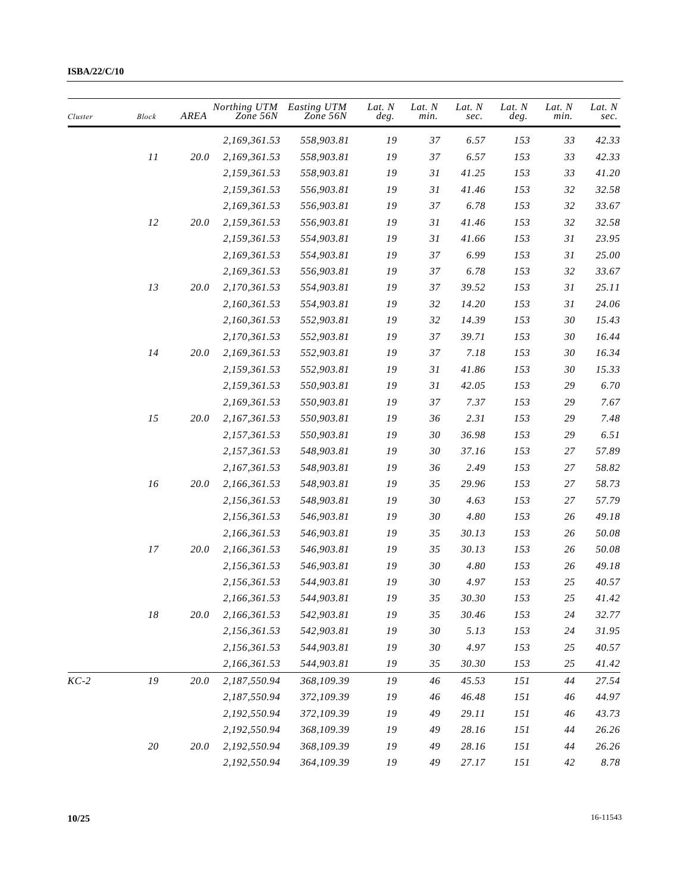| Cluster | Block | AREA | Northing UTM Zone 56N | Easting UTM Zone 56N | Lat. N deg. | Lat. N min. | Lat. N sec. | Lat. N deg. | Lat. N min. | Lat. N sec. |
|---|---|---|---|---|---|---|---|---|---|---|
| | | | 2,169,361.53 | 558,903.81 | 19 | 37 | 6.57 | 153 | 33 | 42.33 |
| | 11 | 20.0 | 2,169,361.53 | 558,903.81 | 19 | 37 | 6.57 | 153 | 33 | 42.33 |
| | | | 2,159,361.53 | 558,903.81 | 19 | 31 | 41.25 | 153 | 33 | 41.20 |
| | | | 2,159,361.53 | 556,903.81 | 19 | 31 | 41.46 | 153 | 32 | 32.58 |
| | | | 2,169,361.53 | 556,903.81 | 19 | 37 | 6.78 | 153 | 32 | 33.67 |
| | 12 | 20.0 | 2,159,361.53 | 556,903.81 | 19 | 31 | 41.46 | 153 | 32 | 32.58 |
| | | | 2,159,361.53 | 554,903.81 | 19 | 31 | 41.66 | 153 | 31 | 23.95 |
| | | | 2,169,361.53 | 554,903.81 | 19 | 37 | 6.99 | 153 | 31 | 25.00 |
| | | | 2,169,361.53 | 556,903.81 | 19 | 37 | 6.78 | 153 | 32 | 33.67 |
| | 13 | 20.0 | 2,170,361.53 | 554,903.81 | 19 | 37 | 39.52 | 153 | 31 | 25.11 |
| | | | 2,160,361.53 | 554,903.81 | 19 | 32 | 14.20 | 153 | 31 | 24.06 |
| | | | 2,160,361.53 | 552,903.81 | 19 | 32 | 14.39 | 153 | 30 | 15.43 |
| | | | 2,170,361.53 | 552,903.81 | 19 | 37 | 39.71 | 153 | 30 | 16.44 |
| | 14 | 20.0 | 2,169,361.53 | 552,903.81 | 19 | 37 | 7.18 | 153 | 30 | 16.34 |
| | | | 2,159,361.53 | 552,903.81 | 19 | 31 | 41.86 | 153 | 30 | 15.33 |
| | | | 2,159,361.53 | 550,903.81 | 19 | 31 | 42.05 | 153 | 29 | 6.70 |
| | | | 2,169,361.53 | 550,903.81 | 19 | 37 | 7.37 | 153 | 29 | 7.67 |
| | 15 | 20.0 | 2,167,361.53 | 550,903.81 | 19 | 36 | 2.31 | 153 | 29 | 7.48 |
| | | | 2,157,361.53 | 550,903.81 | 19 | 30 | 36.98 | 153 | 29 | 6.51 |
| | | | 2,157,361.53 | 548,903.81 | 19 | 30 | 37.16 | 153 | 27 | 57.89 |
| | | | 2,167,361.53 | 548,903.81 | 19 | 36 | 2.49 | 153 | 27 | 58.82 |
| | 16 | 20.0 | 2,166,361.53 | 548,903.81 | 19 | 35 | 29.96 | 153 | 27 | 58.73 |
| | | | 2,156,361.53 | 548,903.81 | 19 | 30 | 4.63 | 153 | 27 | 57.79 |
| | | | 2,156,361.53 | 546,903.81 | 19 | 30 | 4.80 | 153 | 26 | 49.18 |
| | | | 2,166,361.53 | 546,903.81 | 19 | 35 | 30.13 | 153 | 26 | 50.08 |
| | 17 | 20.0 | 2,166,361.53 | 546,903.81 | 19 | 35 | 30.13 | 153 | 26 | 50.08 |
| | | | 2,156,361.53 | 546,903.81 | 19 | 30 | 4.80 | 153 | 26 | 49.18 |
| | | | 2,156,361.53 | 544,903.81 | 19 | 30 | 4.97 | 153 | 25 | 40.57 |
| | | | 2,166,361.53 | 544,903.81 | 19 | 35 | 30.30 | 153 | 25 | 41.42 |
| | 18 | 20.0 | 2,166,361.53 | 542,903.81 | 19 | 35 | 30.46 | 153 | 24 | 32.77 |
| | | | 2,156,361.53 | 542,903.81 | 19 | 30 | 5.13 | 153 | 24 | 31.95 |
| | | | 2,156,361.53 | 544,903.81 | 19 | 30 | 4.97 | 153 | 25 | 40.57 |
| | | | 2,166,361.53 | 544,903.81 | 19 | 35 | 30.30 | 153 | 25 | 41.42 |
| KC-2 | 19 | 20.0 | 2,187,550.94 | 368,109.39 | 19 | 46 | 45.53 | 151 | 44 | 27.54 |
| | | | 2,187,550.94 | 372,109.39 | 19 | 46 | 46.48 | 151 | 46 | 44.97 |
| | | | 2,192,550.94 | 372,109.39 | 19 | 49 | 29.11 | 151 | 46 | 43.73 |
| | | | 2,192,550.94 | 368,109.39 | 19 | 49 | 28.16 | 151 | 44 | 26.26 |
| | 20 | 20.0 | 2,192,550.94 | 368,109.39 | 19 | 49 | 28.16 | 151 | 44 | 26.26 |
| | | | 2,192,550.94 | 364,109.39 | 19 | 49 | 27.17 | 151 | 42 | 8.78 |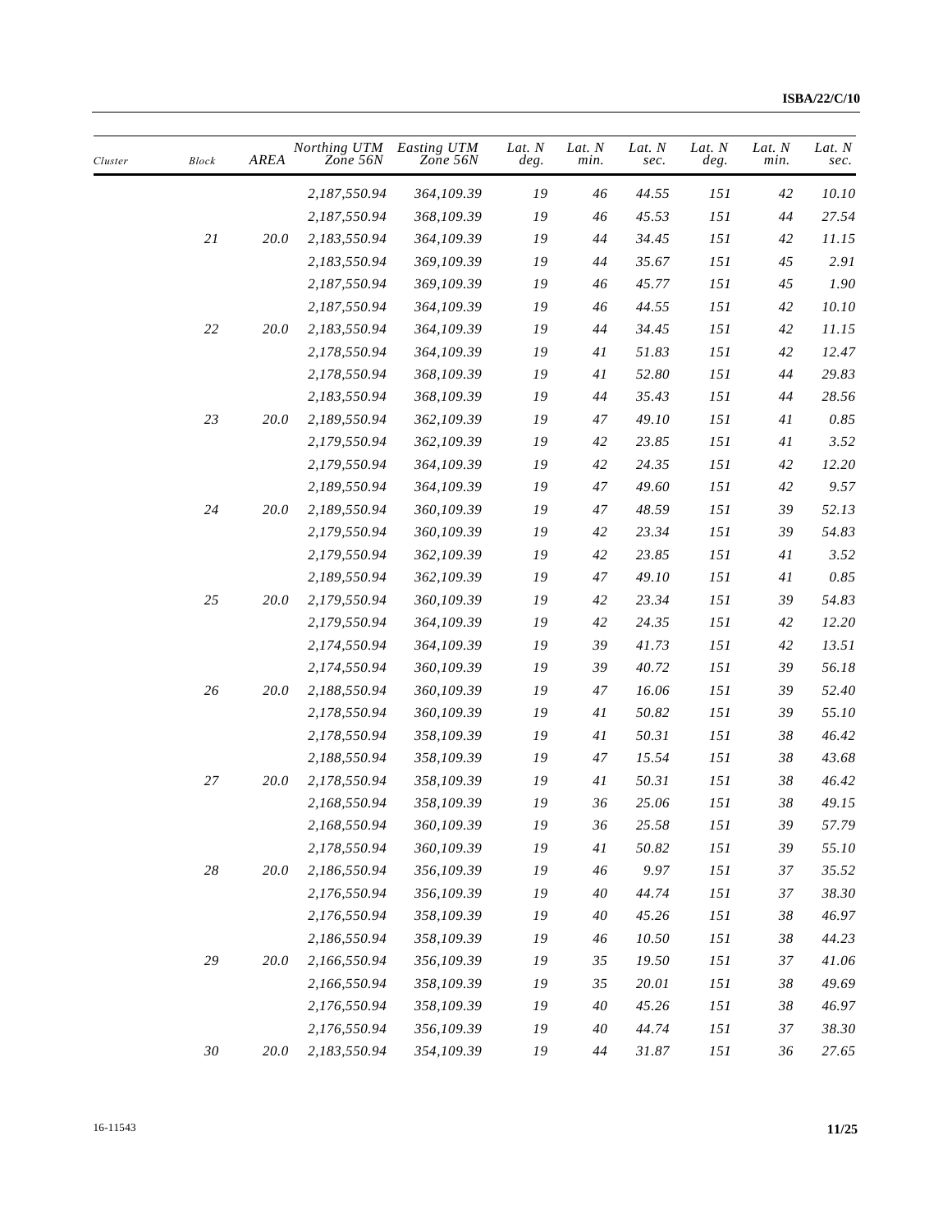| Cluster | Block | AREA | Northing UTM Zone 56N | Easting UTM Zone 56N | Lat. N deg. | Lat. N min. | Lat. N sec. | Lat. N deg. | Lat. N min. | Lat. N sec. |
|---|---|---|---|---|---|---|---|---|---|---|
| | | | 2,187,550.94 | 364,109.39 | 19 | 46 | 44.55 | 151 | 42 | 10.10 |
| | | | 2,187,550.94 | 368,109.39 | 19 | 46 | 45.53 | 151 | 44 | 27.54 |
| | 21 | 20.0 | 2,183,550.94 | 364,109.39 | 19 | 44 | 34.45 | 151 | 42 | 11.15 |
| | | | 2,183,550.94 | 369,109.39 | 19 | 44 | 35.67 | 151 | 45 | 2.91 |
| | | | 2,187,550.94 | 369,109.39 | 19 | 46 | 45.77 | 151 | 45 | 1.90 |
| | | | 2,187,550.94 | 364,109.39 | 19 | 46 | 44.55 | 151 | 42 | 10.10 |
| | 22 | 20.0 | 2,183,550.94 | 364,109.39 | 19 | 44 | 34.45 | 151 | 42 | 11.15 |
| | | | 2,178,550.94 | 364,109.39 | 19 | 41 | 51.83 | 151 | 42 | 12.47 |
| | | | 2,178,550.94 | 368,109.39 | 19 | 41 | 52.80 | 151 | 44 | 29.83 |
| | | | 2,183,550.94 | 368,109.39 | 19 | 44 | 35.43 | 151 | 44 | 28.56 |
| | 23 | 20.0 | 2,189,550.94 | 362,109.39 | 19 | 47 | 49.10 | 151 | 41 | 0.85 |
| | | | 2,179,550.94 | 362,109.39 | 19 | 42 | 23.85 | 151 | 41 | 3.52 |
| | | | 2,179,550.94 | 364,109.39 | 19 | 42 | 24.35 | 151 | 42 | 12.20 |
| | | | 2,189,550.94 | 364,109.39 | 19 | 47 | 49.60 | 151 | 42 | 9.57 |
| | 24 | 20.0 | 2,189,550.94 | 360,109.39 | 19 | 47 | 48.59 | 151 | 39 | 52.13 |
| | | | 2,179,550.94 | 360,109.39 | 19 | 42 | 23.34 | 151 | 39 | 54.83 |
| | | | 2,179,550.94 | 362,109.39 | 19 | 42 | 23.85 | 151 | 41 | 3.52 |
| | | | 2,189,550.94 | 362,109.39 | 19 | 47 | 49.10 | 151 | 41 | 0.85 |
| | 25 | 20.0 | 2,179,550.94 | 360,109.39 | 19 | 42 | 23.34 | 151 | 39 | 54.83 |
| | | | 2,179,550.94 | 364,109.39 | 19 | 42 | 24.35 | 151 | 42 | 12.20 |
| | | | 2,174,550.94 | 364,109.39 | 19 | 39 | 41.73 | 151 | 42 | 13.51 |
| | | | 2,174,550.94 | 360,109.39 | 19 | 39 | 40.72 | 151 | 39 | 56.18 |
| | 26 | 20.0 | 2,188,550.94 | 360,109.39 | 19 | 47 | 16.06 | 151 | 39 | 52.40 |
| | | | 2,178,550.94 | 360,109.39 | 19 | 41 | 50.82 | 151 | 39 | 55.10 |
| | | | 2,178,550.94 | 358,109.39 | 19 | 41 | 50.31 | 151 | 38 | 46.42 |
| | | | 2,188,550.94 | 358,109.39 | 19 | 47 | 15.54 | 151 | 38 | 43.68 |
| | 27 | 20.0 | 2,178,550.94 | 358,109.39 | 19 | 41 | 50.31 | 151 | 38 | 46.42 |
| | | | 2,168,550.94 | 358,109.39 | 19 | 36 | 25.06 | 151 | 38 | 49.15 |
| | | | 2,168,550.94 | 360,109.39 | 19 | 36 | 25.58 | 151 | 39 | 57.79 |
| | | | 2,178,550.94 | 360,109.39 | 19 | 41 | 50.82 | 151 | 39 | 55.10 |
| | 28 | 20.0 | 2,186,550.94 | 356,109.39 | 19 | 46 | 9.97 | 151 | 37 | 35.52 |
| | | | 2,176,550.94 | 356,109.39 | 19 | 40 | 44.74 | 151 | 37 | 38.30 |
| | | | 2,176,550.94 | 358,109.39 | 19 | 40 | 45.26 | 151 | 38 | 46.97 |
| | | | 2,186,550.94 | 358,109.39 | 19 | 46 | 10.50 | 151 | 38 | 44.23 |
| | 29 | 20.0 | 2,166,550.94 | 356,109.39 | 19 | 35 | 19.50 | 151 | 37 | 41.06 |
| | | | 2,166,550.94 | 358,109.39 | 19 | 35 | 20.01 | 151 | 38 | 49.69 |
| | | | 2,176,550.94 | 358,109.39 | 19 | 40 | 45.26 | 151 | 38 | 46.97 |
| | | | 2,176,550.94 | 356,109.39 | 19 | 40 | 44.74 | 151 | 37 | 38.30 |
| | 30 | 20.0 | 2,183,550.94 | 354,109.39 | 19 | 44 | 31.87 | 151 | 36 | 27.65 |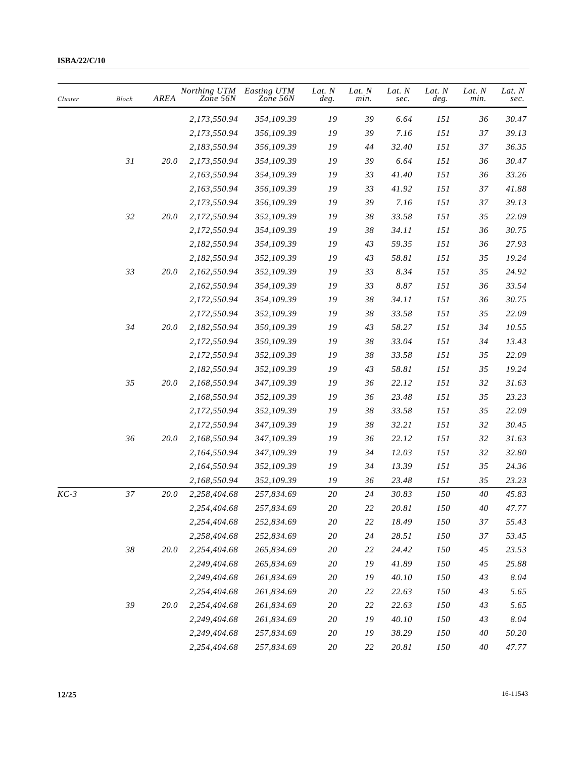| Cluster | Block | AREA | Northing UTM Zone 56N | Easting UTM Zone 56N | Lat. N deg. | Lat. N min. | Lat. N sec. | Lat. N deg. | Lat. N min. | Lat. N sec. |
|---|---|---|---|---|---|---|---|---|---|---|
| | | | 2,173,550.94 | 354,109.39 | 19 | 39 | 6.64 | 151 | 36 | 30.47 |
| | | | 2,173,550.94 | 356,109.39 | 19 | 39 | 7.16 | 151 | 37 | 39.13 |
| | | | 2,183,550.94 | 356,109.39 | 19 | 44 | 32.40 | 151 | 37 | 36.35 |
| | 31 | 20.0 | 2,173,550.94 | 354,109.39 | 19 | 39 | 6.64 | 151 | 36 | 30.47 |
| | | | 2,163,550.94 | 354,109.39 | 19 | 33 | 41.40 | 151 | 36 | 33.26 |
| | | | 2,163,550.94 | 356,109.39 | 19 | 33 | 41.92 | 151 | 37 | 41.88 |
| | | | 2,173,550.94 | 356,109.39 | 19 | 39 | 7.16 | 151 | 37 | 39.13 |
| | 32 | 20.0 | 2,172,550.94 | 352,109.39 | 19 | 38 | 33.58 | 151 | 35 | 22.09 |
| | | | 2,172,550.94 | 354,109.39 | 19 | 38 | 34.11 | 151 | 36 | 30.75 |
| | | | 2,182,550.94 | 354,109.39 | 19 | 43 | 59.35 | 151 | 36 | 27.93 |
| | | | 2,182,550.94 | 352,109.39 | 19 | 43 | 58.81 | 151 | 35 | 19.24 |
| | 33 | 20.0 | 2,162,550.94 | 352,109.39 | 19 | 33 | 8.34 | 151 | 35 | 24.92 |
| | | | 2,162,550.94 | 354,109.39 | 19 | 33 | 8.87 | 151 | 36 | 33.54 |
| | | | 2,172,550.94 | 354,109.39 | 19 | 38 | 34.11 | 151 | 36 | 30.75 |
| | | | 2,172,550.94 | 352,109.39 | 19 | 38 | 33.58 | 151 | 35 | 22.09 |
| | 34 | 20.0 | 2,182,550.94 | 350,109.39 | 19 | 43 | 58.27 | 151 | 34 | 10.55 |
| | | | 2,172,550.94 | 350,109.39 | 19 | 38 | 33.04 | 151 | 34 | 13.43 |
| | | | 2,172,550.94 | 352,109.39 | 19 | 38 | 33.58 | 151 | 35 | 22.09 |
| | | | 2,182,550.94 | 352,109.39 | 19 | 43 | 58.81 | 151 | 35 | 19.24 |
| | 35 | 20.0 | 2,168,550.94 | 347,109.39 | 19 | 36 | 22.12 | 151 | 32 | 31.63 |
| | | | 2,168,550.94 | 352,109.39 | 19 | 36 | 23.48 | 151 | 35 | 23.23 |
| | | | 2,172,550.94 | 352,109.39 | 19 | 38 | 33.58 | 151 | 35 | 22.09 |
| | | | 2,172,550.94 | 347,109.39 | 19 | 38 | 32.21 | 151 | 32 | 30.45 |
| | 36 | 20.0 | 2,168,550.94 | 347,109.39 | 19 | 36 | 22.12 | 151 | 32 | 31.63 |
| | | | 2,164,550.94 | 347,109.39 | 19 | 34 | 12.03 | 151 | 32 | 32.80 |
| | | | 2,164,550.94 | 352,109.39 | 19 | 34 | 13.39 | 151 | 35 | 24.36 |
| | | | 2,168,550.94 | 352,109.39 | 19 | 36 | 23.48 | 151 | 35 | 23.23 |
| KC-3 | 37 | 20.0 | 2,258,404.68 | 257,834.69 | 20 | 24 | 30.83 | 150 | 40 | 45.83 |
| | | | 2,254,404.68 | 257,834.69 | 20 | 22 | 20.81 | 150 | 40 | 47.77 |
| | | | 2,254,404.68 | 252,834.69 | 20 | 22 | 18.49 | 150 | 37 | 55.43 |
| | | | 2,258,404.68 | 252,834.69 | 20 | 24 | 28.51 | 150 | 37 | 53.45 |
| | 38 | 20.0 | 2,254,404.68 | 265,834.69 | 20 | 22 | 24.42 | 150 | 45 | 23.53 |
| | | | 2,249,404.68 | 265,834.69 | 20 | 19 | 41.89 | 150 | 45 | 25.88 |
| | | | 2,249,404.68 | 261,834.69 | 20 | 19 | 40.10 | 150 | 43 | 8.04 |
| | | | 2,254,404.68 | 261,834.69 | 20 | 22 | 22.63 | 150 | 43 | 5.65 |
| | 39 | 20.0 | 2,254,404.68 | 261,834.69 | 20 | 22 | 22.63 | 150 | 43 | 5.65 |
| | | | 2,249,404.68 | 261,834.69 | 20 | 19 | 40.10 | 150 | 43 | 8.04 |
| | | | 2,249,404.68 | 257,834.69 | 20 | 19 | 38.29 | 150 | 40 | 50.20 |
| | | | 2,254,404.68 | 257,834.69 | 20 | 22 | 20.81 | 150 | 40 | 47.77 |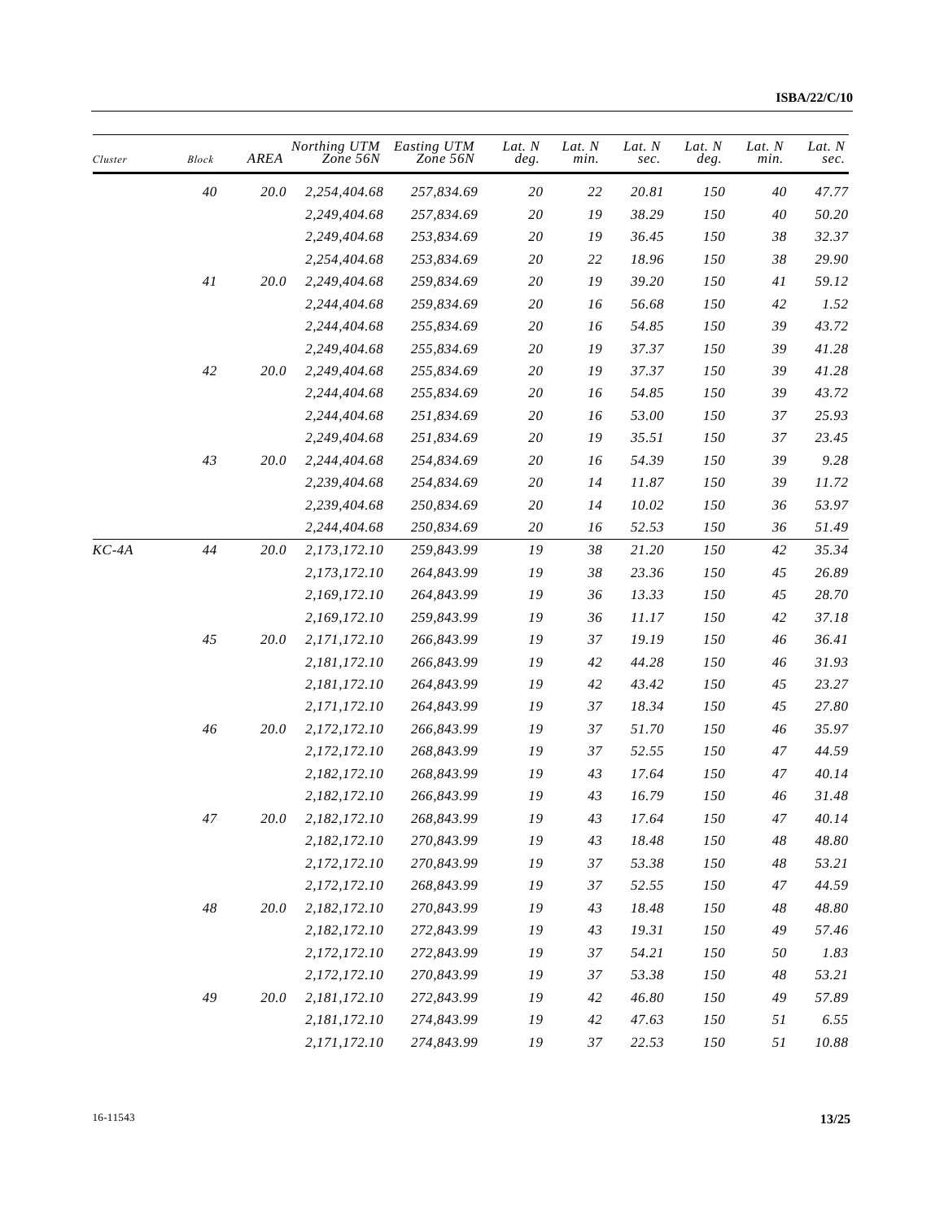| Cluster | Block | AREA | Northing UTM Zone 56N | Easting UTM Zone 56N | Lat. N deg. | Lat. N min. | Lat. N sec. | Lat. N deg. | Lat. N min. | Lat. N sec. |
|---|---|---|---|---|---|---|---|---|---|---|
| | 40 | 20.0 | 2,254,404.68 | 257,834.69 | 20 | 22 | 20.81 | 150 | 40 | 47.77 |
| | | | 2,249,404.68 | 257,834.69 | 20 | 19 | 38.29 | 150 | 40 | 50.20 |
| | | | 2,249,404.68 | 253,834.69 | 20 | 19 | 36.45 | 150 | 38 | 32.37 |
| | | | 2,254,404.68 | 253,834.69 | 20 | 22 | 18.96 | 150 | 38 | 29.90 |
| | 41 | 20.0 | 2,249,404.68 | 259,834.69 | 20 | 19 | 39.20 | 150 | 41 | 59.12 |
| | | | 2,244,404.68 | 259,834.69 | 20 | 16 | 56.68 | 150 | 42 | 1.52 |
| | | | 2,244,404.68 | 255,834.69 | 20 | 16 | 54.85 | 150 | 39 | 43.72 |
| | | | 2,249,404.68 | 255,834.69 | 20 | 19 | 37.37 | 150 | 39 | 41.28 |
| | 42 | 20.0 | 2,249,404.68 | 255,834.69 | 20 | 19 | 37.37 | 150 | 39 | 41.28 |
| | | | 2,244,404.68 | 255,834.69 | 20 | 16 | 54.85 | 150 | 39 | 43.72 |
| | | | 2,244,404.68 | 251,834.69 | 20 | 16 | 53.00 | 150 | 37 | 25.93 |
| | | | 2,249,404.68 | 251,834.69 | 20 | 19 | 35.51 | 150 | 37 | 23.45 |
| | 43 | 20.0 | 2,244,404.68 | 254,834.69 | 20 | 16 | 54.39 | 150 | 39 | 9.28 |
| | | | 2,239,404.68 | 254,834.69 | 20 | 14 | 11.87 | 150 | 39 | 11.72 |
| | | | 2,239,404.68 | 250,834.69 | 20 | 14 | 10.02 | 150 | 36 | 53.97 |
| | | | 2,244,404.68 | 250,834.69 | 20 | 16 | 52.53 | 150 | 36 | 51.49 |
| KC-4A | 44 | 20.0 | 2,173,172.10 | 259,843.99 | 19 | 38 | 21.20 | 150 | 42 | 35.34 |
| | | | 2,173,172.10 | 264,843.99 | 19 | 38 | 23.36 | 150 | 45 | 26.89 |
| | | | 2,169,172.10 | 264,843.99 | 19 | 36 | 13.33 | 150 | 45 | 28.70 |
| | | | 2,169,172.10 | 259,843.99 | 19 | 36 | 11.17 | 150 | 42 | 37.18 |
| | 45 | 20.0 | 2,171,172.10 | 266,843.99 | 19 | 37 | 19.19 | 150 | 46 | 36.41 |
| | | | 2,181,172.10 | 266,843.99 | 19 | 42 | 44.28 | 150 | 46 | 31.93 |
| | | | 2,181,172.10 | 264,843.99 | 19 | 42 | 43.42 | 150 | 45 | 23.27 |
| | | | 2,171,172.10 | 264,843.99 | 19 | 37 | 18.34 | 150 | 45 | 27.80 |
| | 46 | 20.0 | 2,172,172.10 | 266,843.99 | 19 | 37 | 51.70 | 150 | 46 | 35.97 |
| | | | 2,172,172.10 | 268,843.99 | 19 | 37 | 52.55 | 150 | 47 | 44.59 |
| | | | 2,182,172.10 | 268,843.99 | 19 | 43 | 17.64 | 150 | 47 | 40.14 |
| | | | 2,182,172.10 | 266,843.99 | 19 | 43 | 16.79 | 150 | 46 | 31.48 |
| | 47 | 20.0 | 2,182,172.10 | 268,843.99 | 19 | 43 | 17.64 | 150 | 47 | 40.14 |
| | | | 2,182,172.10 | 270,843.99 | 19 | 43 | 18.48 | 150 | 48 | 48.80 |
| | | | 2,172,172.10 | 270,843.99 | 19 | 37 | 53.38 | 150 | 48 | 53.21 |
| | | | 2,172,172.10 | 268,843.99 | 19 | 37 | 52.55 | 150 | 47 | 44.59 |
| | 48 | 20.0 | 2,182,172.10 | 270,843.99 | 19 | 43 | 18.48 | 150 | 48 | 48.80 |
| | | | 2,182,172.10 | 272,843.99 | 19 | 43 | 19.31 | 150 | 49 | 57.46 |
| | | | 2,172,172.10 | 272,843.99 | 19 | 37 | 54.21 | 150 | 50 | 1.83 |
| | | | 2,172,172.10 | 270,843.99 | 19 | 37 | 53.38 | 150 | 48 | 53.21 |
| | 49 | 20.0 | 2,181,172.10 | 272,843.99 | 19 | 42 | 46.80 | 150 | 49 | 57.89 |
| | | | 2,181,172.10 | 274,843.99 | 19 | 42 | 47.63 | 150 | 51 | 6.55 |
| | | | 2,171,172.10 | 274,843.99 | 19 | 37 | 22.53 | 150 | 51 | 10.88 |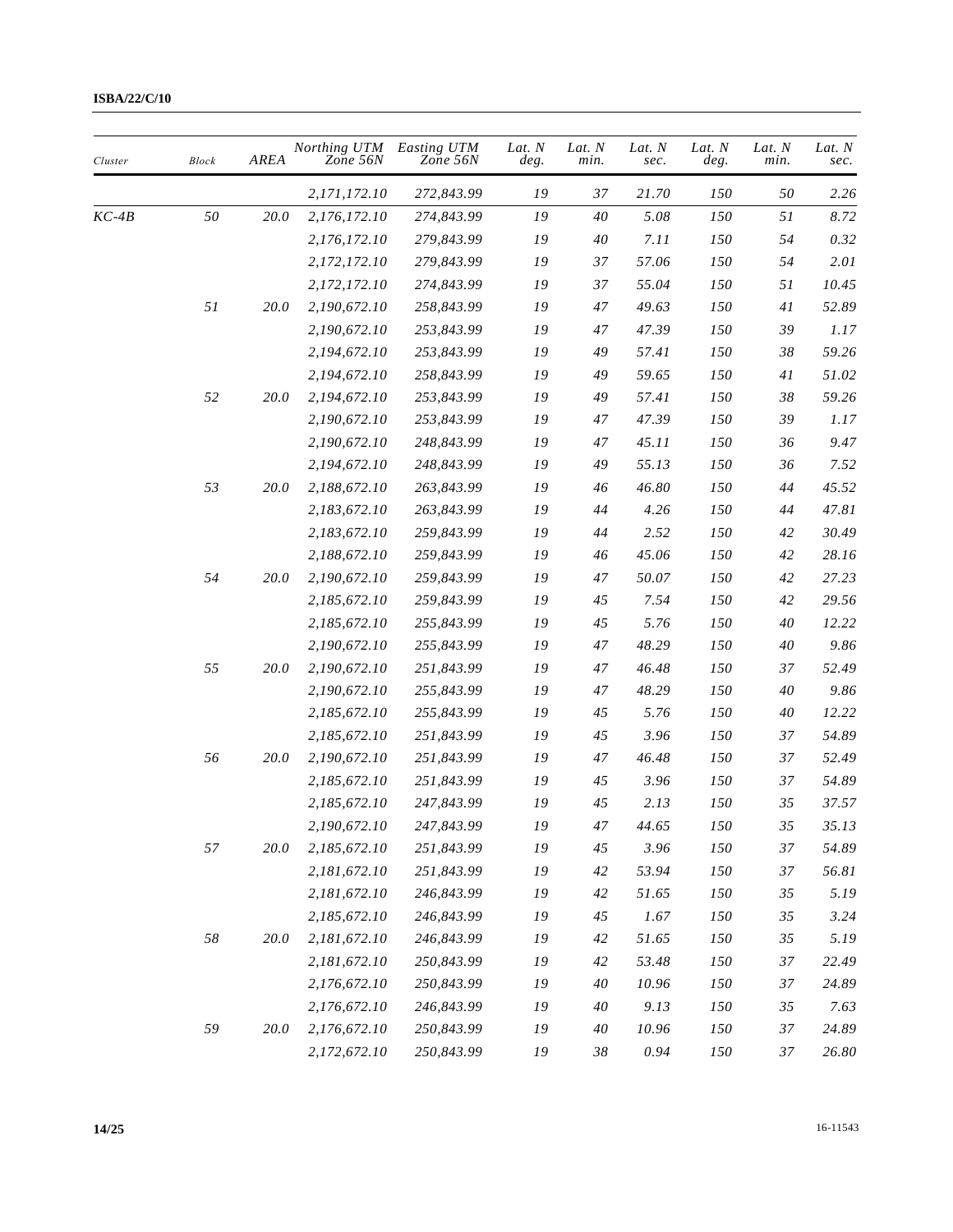| Cluster | Block | AREA | Northing UTM Zone 56N | Easting UTM Zone 56N | Lat. N deg. | Lat. N min. | Lat. N sec. | Lat. N deg. | Lat. N min. | Lat. N sec. |
|---|---|---|---|---|---|---|---|---|---|---|
| | | | 2,171,172.10 | 272,843.99 | 19 | 37 | 21.70 | 150 | 50 | 2.26 |
| KC-4B | 50 | 20.0 | 2,176,172.10 | 274,843.99 | 19 | 40 | 5.08 | 150 | 51 | 8.72 |
| | | | 2,176,172.10 | 279,843.99 | 19 | 40 | 7.11 | 150 | 54 | 0.32 |
| | | | 2,172,172.10 | 279,843.99 | 19 | 37 | 57.06 | 150 | 54 | 2.01 |
| | | | 2,172,172.10 | 274,843.99 | 19 | 37 | 55.04 | 150 | 51 | 10.45 |
| | 51 | 20.0 | 2,190,672.10 | 258,843.99 | 19 | 47 | 49.63 | 150 | 41 | 52.89 |
| | | | 2,190,672.10 | 253,843.99 | 19 | 47 | 47.39 | 150 | 39 | 1.17 |
| | | | 2,194,672.10 | 253,843.99 | 19 | 49 | 57.41 | 150 | 38 | 59.26 |
| | | | 2,194,672.10 | 258,843.99 | 19 | 49 | 59.65 | 150 | 41 | 51.02 |
| | 52 | 20.0 | 2,194,672.10 | 253,843.99 | 19 | 49 | 57.41 | 150 | 38 | 59.26 |
| | | | 2,190,672.10 | 253,843.99 | 19 | 47 | 47.39 | 150 | 39 | 1.17 |
| | | | 2,190,672.10 | 248,843.99 | 19 | 47 | 45.11 | 150 | 36 | 9.47 |
| | | | 2,194,672.10 | 248,843.99 | 19 | 49 | 55.13 | 150 | 36 | 7.52 |
| | 53 | 20.0 | 2,188,672.10 | 263,843.99 | 19 | 46 | 46.80 | 150 | 44 | 45.52 |
| | | | 2,183,672.10 | 263,843.99 | 19 | 44 | 4.26 | 150 | 44 | 47.81 |
| | | | 2,183,672.10 | 259,843.99 | 19 | 44 | 2.52 | 150 | 42 | 30.49 |
| | | | 2,188,672.10 | 259,843.99 | 19 | 46 | 45.06 | 150 | 42 | 28.16 |
| | 54 | 20.0 | 2,190,672.10 | 259,843.99 | 19 | 47 | 50.07 | 150 | 42 | 27.23 |
| | | | 2,185,672.10 | 259,843.99 | 19 | 45 | 7.54 | 150 | 42 | 29.56 |
| | | | 2,185,672.10 | 255,843.99 | 19 | 45 | 5.76 | 150 | 40 | 12.22 |
| | | | 2,190,672.10 | 255,843.99 | 19 | 47 | 48.29 | 150 | 40 | 9.86 |
| | 55 | 20.0 | 2,190,672.10 | 251,843.99 | 19 | 47 | 46.48 | 150 | 37 | 52.49 |
| | | | 2,190,672.10 | 255,843.99 | 19 | 47 | 48.29 | 150 | 40 | 9.86 |
| | | | 2,185,672.10 | 255,843.99 | 19 | 45 | 5.76 | 150 | 40 | 12.22 |
| | | | 2,185,672.10 | 251,843.99 | 19 | 45 | 3.96 | 150 | 37 | 54.89 |
| | 56 | 20.0 | 2,190,672.10 | 251,843.99 | 19 | 47 | 46.48 | 150 | 37 | 52.49 |
| | | | 2,185,672.10 | 251,843.99 | 19 | 45 | 3.96 | 150 | 37 | 54.89 |
| | | | 2,185,672.10 | 247,843.99 | 19 | 45 | 2.13 | 150 | 35 | 37.57 |
| | | | 2,190,672.10 | 247,843.99 | 19 | 47 | 44.65 | 150 | 35 | 35.13 |
| | 57 | 20.0 | 2,185,672.10 | 251,843.99 | 19 | 45 | 3.96 | 150 | 37 | 54.89 |
| | | | 2,181,672.10 | 251,843.99 | 19 | 42 | 53.94 | 150 | 37 | 56.81 |
| | | | 2,181,672.10 | 246,843.99 | 19 | 42 | 51.65 | 150 | 35 | 5.19 |
| | | | 2,185,672.10 | 246,843.99 | 19 | 45 | 1.67 | 150 | 35 | 3.24 |
| | 58 | 20.0 | 2,181,672.10 | 246,843.99 | 19 | 42 | 51.65 | 150 | 35 | 5.19 |
| | | | 2,181,672.10 | 250,843.99 | 19 | 42 | 53.48 | 150 | 37 | 22.49 |
| | | | 2,176,672.10 | 250,843.99 | 19 | 40 | 10.96 | 150 | 37 | 24.89 |
| | | | 2,176,672.10 | 246,843.99 | 19 | 40 | 9.13 | 150 | 35 | 7.63 |
| | 59 | 20.0 | 2,176,672.10 | 250,843.99 | 19 | 40 | 10.96 | 150 | 37 | 24.89 |
| | | | 2,172,672.10 | 250,843.99 | 19 | 38 | 0.94 | 150 | 37 | 26.80 |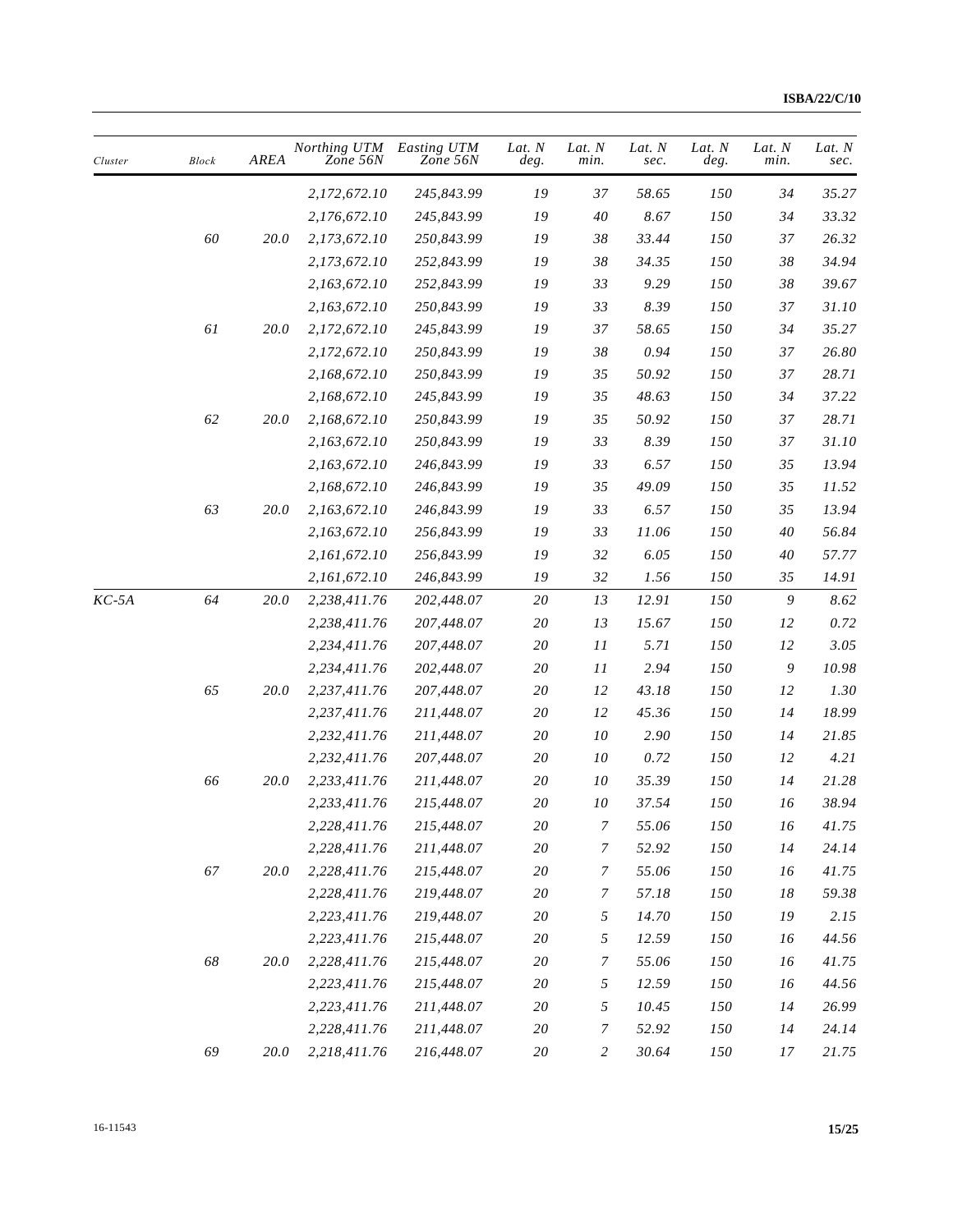| Cluster | Block | AREA | Northing UTM Zone 56N | Easting UTM Zone 56N | Lat. N deg. | Lat. N min. | Lat. N sec. | Lat. N deg. | Lat. N min. | Lat. N sec. |
|---|---|---|---|---|---|---|---|---|---|---|
| | | | 2,172,672.10 | 245,843.99 | 19 | 37 | 58.65 | 150 | 34 | 35.27 |
| | | | 2,176,672.10 | 245,843.99 | 19 | 40 | 8.67 | 150 | 34 | 33.32 |
| | 60 | 20.0 | 2,173,672.10 | 250,843.99 | 19 | 38 | 33.44 | 150 | 37 | 26.32 |
| | | | 2,173,672.10 | 252,843.99 | 19 | 38 | 34.35 | 150 | 38 | 34.94 |
| | | | 2,163,672.10 | 252,843.99 | 19 | 33 | 9.29 | 150 | 38 | 39.67 |
| | | | 2,163,672.10 | 250,843.99 | 19 | 33 | 8.39 | 150 | 37 | 31.10 |
| | 61 | 20.0 | 2,172,672.10 | 245,843.99 | 19 | 37 | 58.65 | 150 | 34 | 35.27 |
| | | | 2,172,672.10 | 250,843.99 | 19 | 38 | 0.94 | 150 | 37 | 26.80 |
| | | | 2,168,672.10 | 250,843.99 | 19 | 35 | 50.92 | 150 | 37 | 28.71 |
| | | | 2,168,672.10 | 245,843.99 | 19 | 35 | 48.63 | 150 | 34 | 37.22 |
| | 62 | 20.0 | 2,168,672.10 | 250,843.99 | 19 | 35 | 50.92 | 150 | 37 | 28.71 |
| | | | 2,163,672.10 | 250,843.99 | 19 | 33 | 8.39 | 150 | 37 | 31.10 |
| | | | 2,163,672.10 | 246,843.99 | 19 | 33 | 6.57 | 150 | 35 | 13.94 |
| | | | 2,168,672.10 | 246,843.99 | 19 | 35 | 49.09 | 150 | 35 | 11.52 |
| | 63 | 20.0 | 2,163,672.10 | 246,843.99 | 19 | 33 | 6.57 | 150 | 35 | 13.94 |
| | | | 2,163,672.10 | 256,843.99 | 19 | 33 | 11.06 | 150 | 40 | 56.84 |
| | | | 2,161,672.10 | 256,843.99 | 19 | 32 | 6.05 | 150 | 40 | 57.77 |
| | | | 2,161,672.10 | 246,843.99 | 19 | 32 | 1.56 | 150 | 35 | 14.91 |
| KC-5A | 64 | 20.0 | 2,238,411.76 | 202,448.07 | 20 | 13 | 12.91 | 150 | 9 | 8.62 |
| | | | 2,238,411.76 | 207,448.07 | 20 | 13 | 15.67 | 150 | 12 | 0.72 |
| | | | 2,234,411.76 | 207,448.07 | 20 | 11 | 5.71 | 150 | 12 | 3.05 |
| | | | 2,234,411.76 | 202,448.07 | 20 | 11 | 2.94 | 150 | 9 | 10.98 |
| | 65 | 20.0 | 2,237,411.76 | 207,448.07 | 20 | 12 | 43.18 | 150 | 12 | 1.30 |
| | | | 2,237,411.76 | 211,448.07 | 20 | 12 | 45.36 | 150 | 14 | 18.99 |
| | | | 2,232,411.76 | 211,448.07 | 20 | 10 | 2.90 | 150 | 14 | 21.85 |
| | | | 2,232,411.76 | 207,448.07 | 20 | 10 | 0.72 | 150 | 12 | 4.21 |
| | 66 | 20.0 | 2,233,411.76 | 211,448.07 | 20 | 10 | 35.39 | 150 | 14 | 21.28 |
| | | | 2,233,411.76 | 215,448.07 | 20 | 10 | 37.54 | 150 | 16 | 38.94 |
| | | | 2,228,411.76 | 215,448.07 | 20 | 7 | 55.06 | 150 | 16 | 41.75 |
| | | | 2,228,411.76 | 211,448.07 | 20 | 7 | 52.92 | 150 | 14 | 24.14 |
| | 67 | 20.0 | 2,228,411.76 | 215,448.07 | 20 | 7 | 55.06 | 150 | 16 | 41.75 |
| | | | 2,228,411.76 | 219,448.07 | 20 | 7 | 57.18 | 150 | 18 | 59.38 |
| | | | 2,223,411.76 | 219,448.07 | 20 | 5 | 14.70 | 150 | 19 | 2.15 |
| | | | 2,223,411.76 | 215,448.07 | 20 | 5 | 12.59 | 150 | 16 | 44.56 |
| | 68 | 20.0 | 2,228,411.76 | 215,448.07 | 20 | 7 | 55.06 | 150 | 16 | 41.75 |
| | | | 2,223,411.76 | 215,448.07 | 20 | 5 | 12.59 | 150 | 16 | 44.56 |
| | | | 2,223,411.76 | 211,448.07 | 20 | 5 | 10.45 | 150 | 14 | 26.99 |
| | | | 2,228,411.76 | 211,448.07 | 20 | 7 | 52.92 | 150 | 14 | 24.14 |
| | 69 | 20.0 | 2,218,411.76 | 216,448.07 | 20 | 2 | 30.64 | 150 | 17 | 21.75 |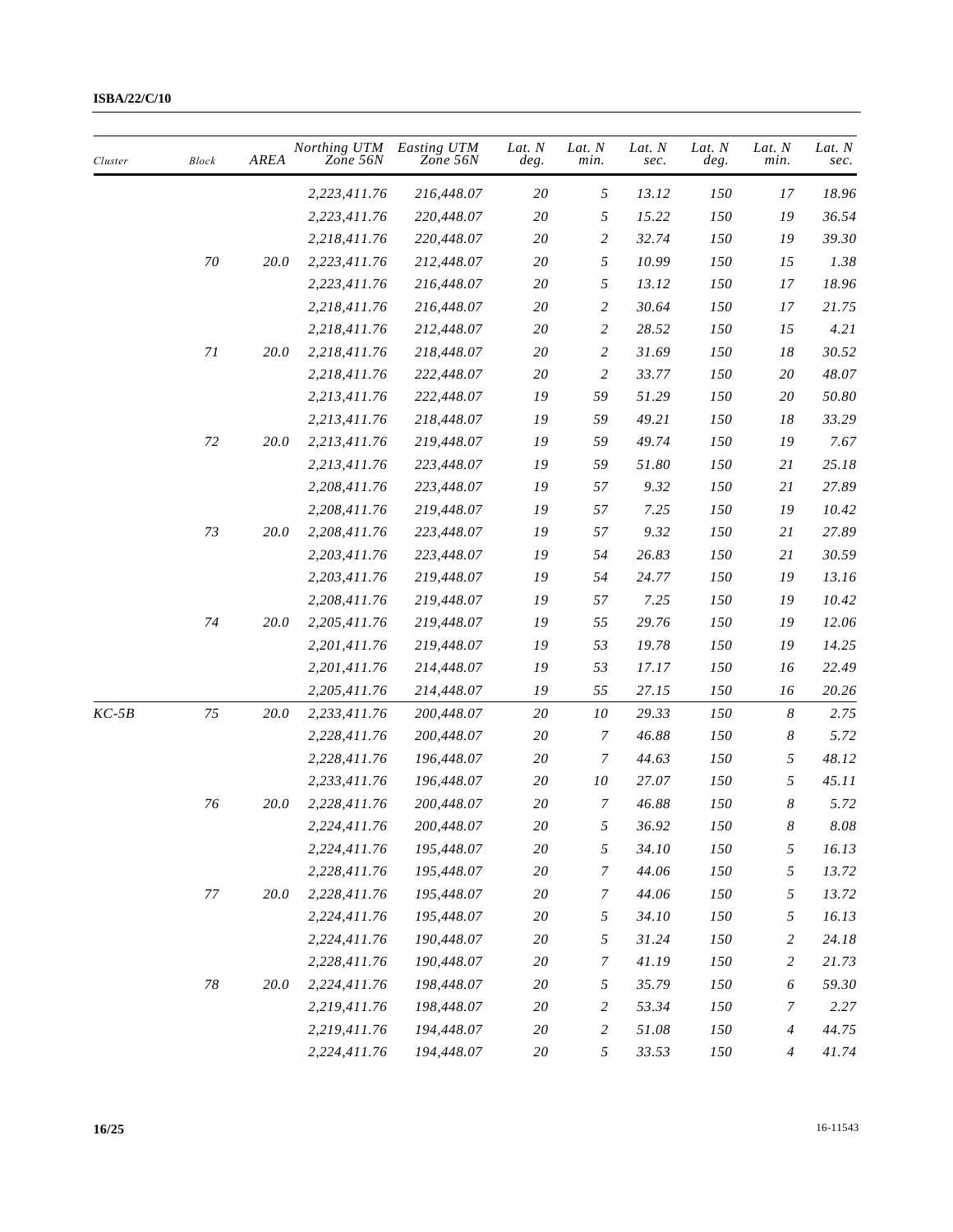| Cluster | Block | AREA | Northing UTM Zone 56N | Easting UTM Zone 56N | Lat. N deg. | Lat. N min. | Lat. N sec. | Lat. N deg. | Lat. N min. | Lat. N sec. |
|---|---|---|---|---|---|---|---|---|---|---|
| | | | 2,223,411.76 | 216,448.07 | 20 | 5 | 13.12 | 150 | 17 | 18.96 |
| | | | 2,223,411.76 | 220,448.07 | 20 | 5 | 15.22 | 150 | 19 | 36.54 |
| | | | 2,218,411.76 | 220,448.07 | 20 | 2 | 32.74 | 150 | 19 | 39.30 |
| | 70 | 20.0 | 2,223,411.76 | 212,448.07 | 20 | 5 | 10.99 | 150 | 15 | 1.38 |
| | | | 2,223,411.76 | 216,448.07 | 20 | 5 | 13.12 | 150 | 17 | 18.96 |
| | | | 2,218,411.76 | 216,448.07 | 20 | 2 | 30.64 | 150 | 17 | 21.75 |
| | | | 2,218,411.76 | 212,448.07 | 20 | 2 | 28.52 | 150 | 15 | 4.21 |
| | 71 | 20.0 | 2,218,411.76 | 218,448.07 | 20 | 2 | 31.69 | 150 | 18 | 30.52 |
| | | | 2,218,411.76 | 222,448.07 | 20 | 2 | 33.77 | 150 | 20 | 48.07 |
| | | | 2,213,411.76 | 222,448.07 | 19 | 59 | 51.29 | 150 | 20 | 50.80 |
| | | | 2,213,411.76 | 218,448.07 | 19 | 59 | 49.21 | 150 | 18 | 33.29 |
| | 72 | 20.0 | 2,213,411.76 | 219,448.07 | 19 | 59 | 49.74 | 150 | 19 | 7.67 |
| | | | 2,213,411.76 | 223,448.07 | 19 | 59 | 51.80 | 150 | 21 | 25.18 |
| | | | 2,208,411.76 | 223,448.07 | 19 | 57 | 9.32 | 150 | 21 | 27.89 |
| | | | 2,208,411.76 | 219,448.07 | 19 | 57 | 7.25 | 150 | 19 | 10.42 |
| | 73 | 20.0 | 2,208,411.76 | 223,448.07 | 19 | 57 | 9.32 | 150 | 21 | 27.89 |
| | | | 2,203,411.76 | 223,448.07 | 19 | 54 | 26.83 | 150 | 21 | 30.59 |
| | | | 2,203,411.76 | 219,448.07 | 19 | 54 | 24.77 | 150 | 19 | 13.16 |
| | | | 2,208,411.76 | 219,448.07 | 19 | 57 | 7.25 | 150 | 19 | 10.42 |
| | 74 | 20.0 | 2,205,411.76 | 219,448.07 | 19 | 55 | 29.76 | 150 | 19 | 12.06 |
| | | | 2,201,411.76 | 219,448.07 | 19 | 53 | 19.78 | 150 | 19 | 14.25 |
| | | | 2,201,411.76 | 214,448.07 | 19 | 53 | 17.17 | 150 | 16 | 22.49 |
| | | | 2,205,411.76 | 214,448.07 | 19 | 55 | 27.15 | 150 | 16 | 20.26 |
| KC-5B | 75 | 20.0 | 2,233,411.76 | 200,448.07 | 20 | 10 | 29.33 | 150 | 8 | 2.75 |
| | | | 2,228,411.76 | 200,448.07 | 20 | 7 | 46.88 | 150 | 8 | 5.72 |
| | | | 2,228,411.76 | 196,448.07 | 20 | 7 | 44.63 | 150 | 5 | 48.12 |
| | | | 2,233,411.76 | 196,448.07 | 20 | 10 | 27.07 | 150 | 5 | 45.11 |
| | 76 | 20.0 | 2,228,411.76 | 200,448.07 | 20 | 7 | 46.88 | 150 | 8 | 5.72 |
| | | | 2,224,411.76 | 200,448.07 | 20 | 5 | 36.92 | 150 | 8 | 8.08 |
| | | | 2,224,411.76 | 195,448.07 | 20 | 5 | 34.10 | 150 | 5 | 16.13 |
| | | | 2,228,411.76 | 195,448.07 | 20 | 7 | 44.06 | 150 | 5 | 13.72 |
| | 77 | 20.0 | 2,228,411.76 | 195,448.07 | 20 | 7 | 44.06 | 150 | 5 | 13.72 |
| | | | 2,224,411.76 | 195,448.07 | 20 | 5 | 34.10 | 150 | 5 | 16.13 |
| | | | 2,224,411.76 | 190,448.07 | 20 | 5 | 31.24 | 150 | 2 | 24.18 |
| | | | 2,228,411.76 | 190,448.07 | 20 | 7 | 41.19 | 150 | 2 | 21.73 |
| | 78 | 20.0 | 2,224,411.76 | 198,448.07 | 20 | 5 | 35.79 | 150 | 6 | 59.30 |
| | | | 2,219,411.76 | 198,448.07 | 20 | 2 | 53.34 | 150 | 7 | 2.27 |
| | | | 2,219,411.76 | 194,448.07 | 20 | 2 | 51.08 | 150 | 4 | 44.75 |
| | | | 2,224,411.76 | 194,448.07 | 20 | 5 | 33.53 | 150 | 4 | 41.74 |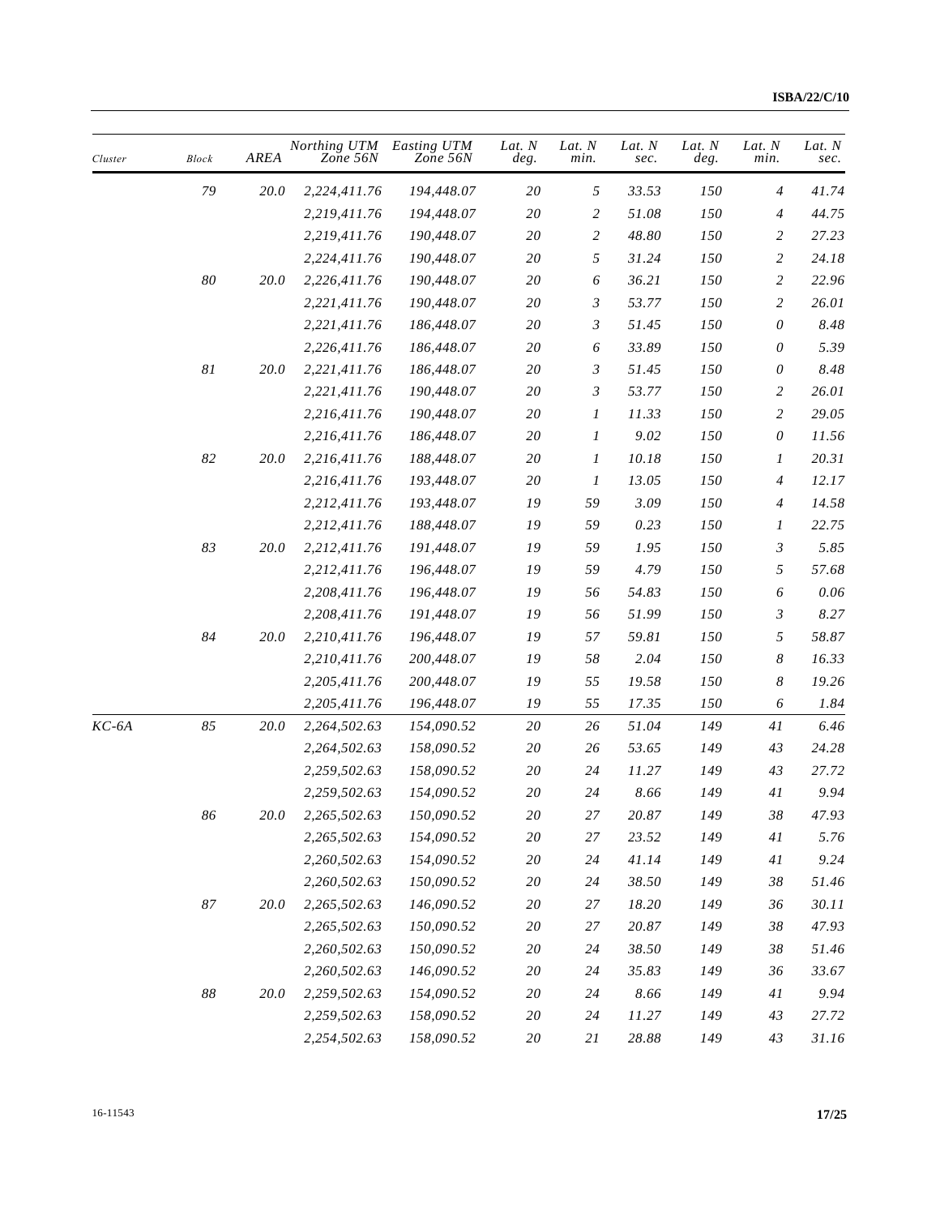| Cluster | Block | AREA | Northing UTM Zone 56N | Easting UTM Zone 56N | Lat. N deg. | Lat. N min. | Lat. N sec. | Lat. N deg. | Lat. N min. | Lat. N sec. |
|---|---|---|---|---|---|---|---|---|---|---|
| | 79 | 20.0 | 2,224,411.76 | 194,448.07 | 20 | 5 | 33.53 | 150 | 4 | 41.74 |
| | | | 2,219,411.76 | 194,448.07 | 20 | 2 | 51.08 | 150 | 4 | 44.75 |
| | | | 2,219,411.76 | 190,448.07 | 20 | 2 | 48.80 | 150 | 2 | 27.23 |
| | | | 2,224,411.76 | 190,448.07 | 20 | 5 | 31.24 | 150 | 2 | 24.18 |
| | 80 | 20.0 | 2,226,411.76 | 190,448.07 | 20 | 6 | 36.21 | 150 | 2 | 22.96 |
| | | | 2,221,411.76 | 190,448.07 | 20 | 3 | 53.77 | 150 | 2 | 26.01 |
| | | | 2,221,411.76 | 186,448.07 | 20 | 3 | 51.45 | 150 | 0 | 8.48 |
| | | | 2,226,411.76 | 186,448.07 | 20 | 6 | 33.89 | 150 | 0 | 5.39 |
| | 81 | 20.0 | 2,221,411.76 | 186,448.07 | 20 | 3 | 51.45 | 150 | 0 | 8.48 |
| | | | 2,221,411.76 | 190,448.07 | 20 | 3 | 53.77 | 150 | 2 | 26.01 |
| | | | 2,216,411.76 | 190,448.07 | 20 | 1 | 11.33 | 150 | 2 | 29.05 |
| | | | 2,216,411.76 | 186,448.07 | 20 | 1 | 9.02 | 150 | 0 | 11.56 |
| | 82 | 20.0 | 2,216,411.76 | 188,448.07 | 20 | 1 | 10.18 | 150 | 1 | 20.31 |
| | | | 2,216,411.76 | 193,448.07 | 20 | 1 | 13.05 | 150 | 4 | 12.17 |
| | | | 2,212,411.76 | 193,448.07 | 19 | 59 | 3.09 | 150 | 4 | 14.58 |
| | | | 2,212,411.76 | 188,448.07 | 19 | 59 | 0.23 | 150 | 1 | 22.75 |
| | 83 | 20.0 | 2,212,411.76 | 191,448.07 | 19 | 59 | 1.95 | 150 | 3 | 5.85 |
| | | | 2,212,411.76 | 196,448.07 | 19 | 59 | 4.79 | 150 | 5 | 57.68 |
| | | | 2,208,411.76 | 196,448.07 | 19 | 56 | 54.83 | 150 | 6 | 0.06 |
| | | | 2,208,411.76 | 191,448.07 | 19 | 56 | 51.99 | 150 | 3 | 8.27 |
| | 84 | 20.0 | 2,210,411.76 | 196,448.07 | 19 | 57 | 59.81 | 150 | 5 | 58.87 |
| | | | 2,210,411.76 | 200,448.07 | 19 | 58 | 2.04 | 150 | 8 | 16.33 |
| | | | 2,205,411.76 | 200,448.07 | 19 | 55 | 19.58 | 150 | 8 | 19.26 |
| | | | 2,205,411.76 | 196,448.07 | 19 | 55 | 17.35 | 150 | 6 | 1.84 |
| KC-6A | 85 | 20.0 | 2,264,502.63 | 154,090.52 | 20 | 26 | 51.04 | 149 | 41 | 6.46 |
| | | | 2,264,502.63 | 158,090.52 | 20 | 26 | 53.65 | 149 | 43 | 24.28 |
| | | | 2,259,502.63 | 158,090.52 | 20 | 24 | 11.27 | 149 | 43 | 27.72 |
| | | | 2,259,502.63 | 154,090.52 | 20 | 24 | 8.66 | 149 | 41 | 9.94 |
| | 86 | 20.0 | 2,265,502.63 | 150,090.52 | 20 | 27 | 20.87 | 149 | 38 | 47.93 |
| | | | 2,265,502.63 | 154,090.52 | 20 | 27 | 23.52 | 149 | 41 | 5.76 |
| | | | 2,260,502.63 | 154,090.52 | 20 | 24 | 41.14 | 149 | 41 | 9.24 |
| | | | 2,260,502.63 | 150,090.52 | 20 | 24 | 38.50 | 149 | 38 | 51.46 |
| | 87 | 20.0 | 2,265,502.63 | 146,090.52 | 20 | 27 | 18.20 | 149 | 36 | 30.11 |
| | | | 2,265,502.63 | 150,090.52 | 20 | 27 | 20.87 | 149 | 38 | 47.93 |
| | | | 2,260,502.63 | 150,090.52 | 20 | 24 | 38.50 | 149 | 38 | 51.46 |
| | | | 2,260,502.63 | 146,090.52 | 20 | 24 | 35.83 | 149 | 36 | 33.67 |
| | 88 | 20.0 | 2,259,502.63 | 154,090.52 | 20 | 24 | 8.66 | 149 | 41 | 9.94 |
| | | | 2,259,502.63 | 158,090.52 | 20 | 24 | 11.27 | 149 | 43 | 27.72 |
| | | | 2,254,502.63 | 158,090.52 | 20 | 21 | 28.88 | 149 | 43 | 31.16 |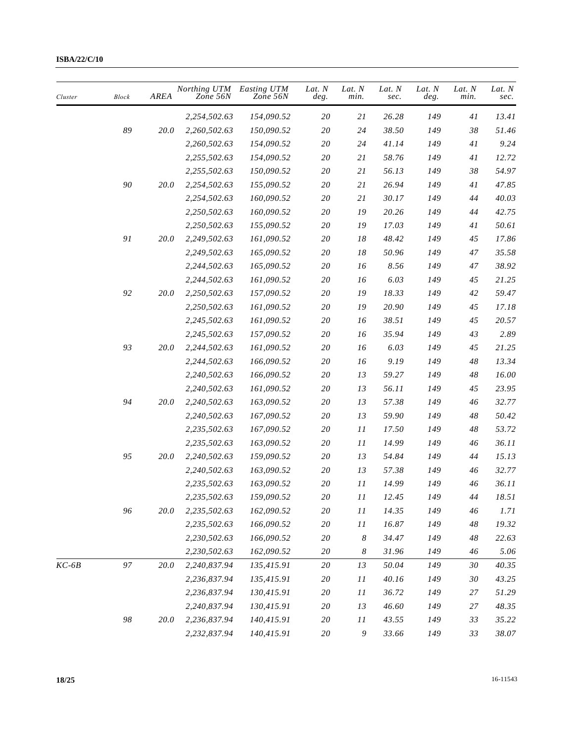| Cluster | Block | AREA | Northing UTM Zone 56N | Easting UTM Zone 56N | Lat. N deg. | Lat. N min. | Lat. N sec. | Lat. N deg. | Lat. N min. | Lat. N sec. |
|---|---|---|---|---|---|---|---|---|---|---|
| | | | 2,254,502.63 | 154,090.52 | 20 | 21 | 26.28 | 149 | 41 | 13.41 |
| | 89 | 20.0 | 2,260,502.63 | 150,090.52 | 20 | 24 | 38.50 | 149 | 38 | 51.46 |
| | | | 2,260,502.63 | 154,090.52 | 20 | 24 | 41.14 | 149 | 41 | 9.24 |
| | | | 2,255,502.63 | 154,090.52 | 20 | 21 | 58.76 | 149 | 41 | 12.72 |
| | | | 2,255,502.63 | 150,090.52 | 20 | 21 | 56.13 | 149 | 38 | 54.97 |
| | 90 | 20.0 | 2,254,502.63 | 155,090.52 | 20 | 21 | 26.94 | 149 | 41 | 47.85 |
| | | | 2,254,502.63 | 160,090.52 | 20 | 21 | 30.17 | 149 | 44 | 40.03 |
| | | | 2,250,502.63 | 160,090.52 | 20 | 19 | 20.26 | 149 | 44 | 42.75 |
| | | | 2,250,502.63 | 155,090.52 | 20 | 19 | 17.03 | 149 | 41 | 50.61 |
| | 91 | 20.0 | 2,249,502.63 | 161,090.52 | 20 | 18 | 48.42 | 149 | 45 | 17.86 |
| | | | 2,249,502.63 | 165,090.52 | 20 | 18 | 50.96 | 149 | 47 | 35.58 |
| | | | 2,244,502.63 | 165,090.52 | 20 | 16 | 8.56 | 149 | 47 | 38.92 |
| | | | 2,244,502.63 | 161,090.52 | 20 | 16 | 6.03 | 149 | 45 | 21.25 |
| | 92 | 20.0 | 2,250,502.63 | 157,090.52 | 20 | 19 | 18.33 | 149 | 42 | 59.47 |
| | | | 2,250,502.63 | 161,090.52 | 20 | 19 | 20.90 | 149 | 45 | 17.18 |
| | | | 2,245,502.63 | 161,090.52 | 20 | 16 | 38.51 | 149 | 45 | 20.57 |
| | | | 2,245,502.63 | 157,090.52 | 20 | 16 | 35.94 | 149 | 43 | 2.89 |
| | 93 | 20.0 | 2,244,502.63 | 161,090.52 | 20 | 16 | 6.03 | 149 | 45 | 21.25 |
| | | | 2,244,502.63 | 166,090.52 | 20 | 16 | 9.19 | 149 | 48 | 13.34 |
| | | | 2,240,502.63 | 166,090.52 | 20 | 13 | 59.27 | 149 | 48 | 16.00 |
| | | | 2,240,502.63 | 161,090.52 | 20 | 13 | 56.11 | 149 | 45 | 23.95 |
| | 94 | 20.0 | 2,240,502.63 | 163,090.52 | 20 | 13 | 57.38 | 149 | 46 | 32.77 |
| | | | 2,240,502.63 | 167,090.52 | 20 | 13 | 59.90 | 149 | 48 | 50.42 |
| | | | 2,235,502.63 | 167,090.52 | 20 | 11 | 17.50 | 149 | 48 | 53.72 |
| | | | 2,235,502.63 | 163,090.52 | 20 | 11 | 14.99 | 149 | 46 | 36.11 |
| | 95 | 20.0 | 2,240,502.63 | 159,090.52 | 20 | 13 | 54.84 | 149 | 44 | 15.13 |
| | | | 2,240,502.63 | 163,090.52 | 20 | 13 | 57.38 | 149 | 46 | 32.77 |
| | | | 2,235,502.63 | 163,090.52 | 20 | 11 | 14.99 | 149 | 46 | 36.11 |
| | | | 2,235,502.63 | 159,090.52 | 20 | 11 | 12.45 | 149 | 44 | 18.51 |
| | 96 | 20.0 | 2,235,502.63 | 162,090.52 | 20 | 11 | 14.35 | 149 | 46 | 1.71 |
| | | | 2,235,502.63 | 166,090.52 | 20 | 11 | 16.87 | 149 | 48 | 19.32 |
| | | | 2,230,502.63 | 166,090.52 | 20 | 8 | 34.47 | 149 | 48 | 22.63 |
| | | | 2,230,502.63 | 162,090.52 | 20 | 8 | 31.96 | 149 | 46 | 5.06 |
| KC-6B | 97 | 20.0 | 2,240,837.94 | 135,415.91 | 20 | 13 | 50.04 | 149 | 30 | 40.35 |
| | | | 2,236,837.94 | 135,415.91 | 20 | 11 | 40.16 | 149 | 30 | 43.25 |
| | | | 2,236,837.94 | 130,415.91 | 20 | 11 | 36.72 | 149 | 27 | 51.29 |
| | | | 2,240,837.94 | 130,415.91 | 20 | 13 | 46.60 | 149 | 27 | 48.35 |
| | 98 | 20.0 | 2,236,837.94 | 140,415.91 | 20 | 11 | 43.55 | 149 | 33 | 35.22 |
| | | | 2,232,837.94 | 140,415.91 | 20 | 9 | 33.66 | 149 | 33 | 38.07 |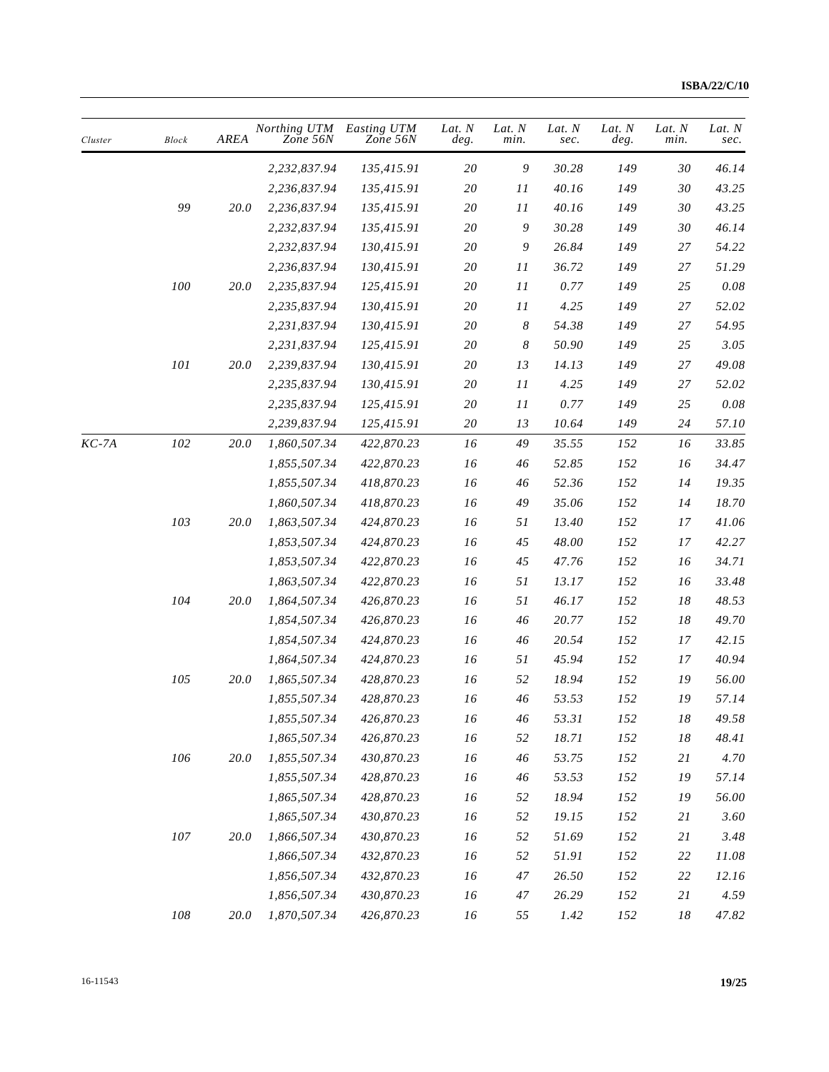| Cluster | Block | AREA | Northing UTM Zone 56N | Easting UTM Zone 56N | Lat. N deg. | Lat. N min. | Lat. N sec. | Lat. N deg. | Lat. N min. | Lat. N sec. |
|---|---|---|---|---|---|---|---|---|---|---|
| | | | 2,232,837.94 | 135,415.91 | 20 | 9 | 30.28 | 149 | 30 | 46.14 |
| | | | 2,236,837.94 | 135,415.91 | 20 | 11 | 40.16 | 149 | 30 | 43.25 |
| | 99 | 20.0 | 2,236,837.94 | 135,415.91 | 20 | 11 | 40.16 | 149 | 30 | 43.25 |
| | | | 2,232,837.94 | 135,415.91 | 20 | 9 | 30.28 | 149 | 30 | 46.14 |
| | | | 2,232,837.94 | 130,415.91 | 20 | 9 | 26.84 | 149 | 27 | 54.22 |
| | | | 2,236,837.94 | 130,415.91 | 20 | 11 | 36.72 | 149 | 27 | 51.29 |
| | 100 | 20.0 | 2,235,837.94 | 125,415.91 | 20 | 11 | 0.77 | 149 | 25 | 0.08 |
| | | | 2,235,837.94 | 130,415.91 | 20 | 11 | 4.25 | 149 | 27 | 52.02 |
| | | | 2,231,837.94 | 130,415.91 | 20 | 8 | 54.38 | 149 | 27 | 54.95 |
| | | | 2,231,837.94 | 125,415.91 | 20 | 8 | 50.90 | 149 | 25 | 3.05 |
| | 101 | 20.0 | 2,239,837.94 | 130,415.91 | 20 | 13 | 14.13 | 149 | 27 | 49.08 |
| | | | 2,235,837.94 | 130,415.91 | 20 | 11 | 4.25 | 149 | 27 | 52.02 |
| | | | 2,235,837.94 | 125,415.91 | 20 | 11 | 0.77 | 149 | 25 | 0.08 |
| | | | 2,239,837.94 | 125,415.91 | 20 | 13 | 10.64 | 149 | 24 | 57.10 |
| KC-7A | 102 | 20.0 | 1,860,507.34 | 422,870.23 | 16 | 49 | 35.55 | 152 | 16 | 33.85 |
| | | | 1,855,507.34 | 422,870.23 | 16 | 46 | 52.85 | 152 | 16 | 34.47 |
| | | | 1,855,507.34 | 418,870.23 | 16 | 46 | 52.36 | 152 | 14 | 19.35 |
| | | | 1,860,507.34 | 418,870.23 | 16 | 49 | 35.06 | 152 | 14 | 18.70 |
| | 103 | 20.0 | 1,863,507.34 | 424,870.23 | 16 | 51 | 13.40 | 152 | 17 | 41.06 |
| | | | 1,853,507.34 | 424,870.23 | 16 | 45 | 48.00 | 152 | 17 | 42.27 |
| | | | 1,853,507.34 | 422,870.23 | 16 | 45 | 47.76 | 152 | 16 | 34.71 |
| | | | 1,863,507.34 | 422,870.23 | 16 | 51 | 13.17 | 152 | 16 | 33.48 |
| | 104 | 20.0 | 1,864,507.34 | 426,870.23 | 16 | 51 | 46.17 | 152 | 18 | 48.53 |
| | | | 1,854,507.34 | 426,870.23 | 16 | 46 | 20.77 | 152 | 18 | 49.70 |
| | | | 1,854,507.34 | 424,870.23 | 16 | 46 | 20.54 | 152 | 17 | 42.15 |
| | | | 1,864,507.34 | 424,870.23 | 16 | 51 | 45.94 | 152 | 17 | 40.94 |
| | 105 | 20.0 | 1,865,507.34 | 428,870.23 | 16 | 52 | 18.94 | 152 | 19 | 56.00 |
| | | | 1,855,507.34 | 428,870.23 | 16 | 46 | 53.53 | 152 | 19 | 57.14 |
| | | | 1,855,507.34 | 426,870.23 | 16 | 46 | 53.31 | 152 | 18 | 49.58 |
| | | | 1,865,507.34 | 426,870.23 | 16 | 52 | 18.71 | 152 | 18 | 48.41 |
| | 106 | 20.0 | 1,855,507.34 | 430,870.23 | 16 | 46 | 53.75 | 152 | 21 | 4.70 |
| | | | 1,855,507.34 | 428,870.23 | 16 | 46 | 53.53 | 152 | 19 | 57.14 |
| | | | 1,865,507.34 | 428,870.23 | 16 | 52 | 18.94 | 152 | 19 | 56.00 |
| | | | 1,865,507.34 | 430,870.23 | 16 | 52 | 19.15 | 152 | 21 | 3.60 |
| | 107 | 20.0 | 1,866,507.34 | 430,870.23 | 16 | 52 | 51.69 | 152 | 21 | 3.48 |
| | | | 1,866,507.34 | 432,870.23 | 16 | 52 | 51.91 | 152 | 22 | 11.08 |
| | | | 1,856,507.34 | 432,870.23 | 16 | 47 | 26.50 | 152 | 22 | 12.16 |
| | | | 1,856,507.34 | 430,870.23 | 16 | 47 | 26.29 | 152 | 21 | 4.59 |
| | 108 | 20.0 | 1,870,507.34 | 426,870.23 | 16 | 55 | 1.42 | 152 | 18 | 47.82 |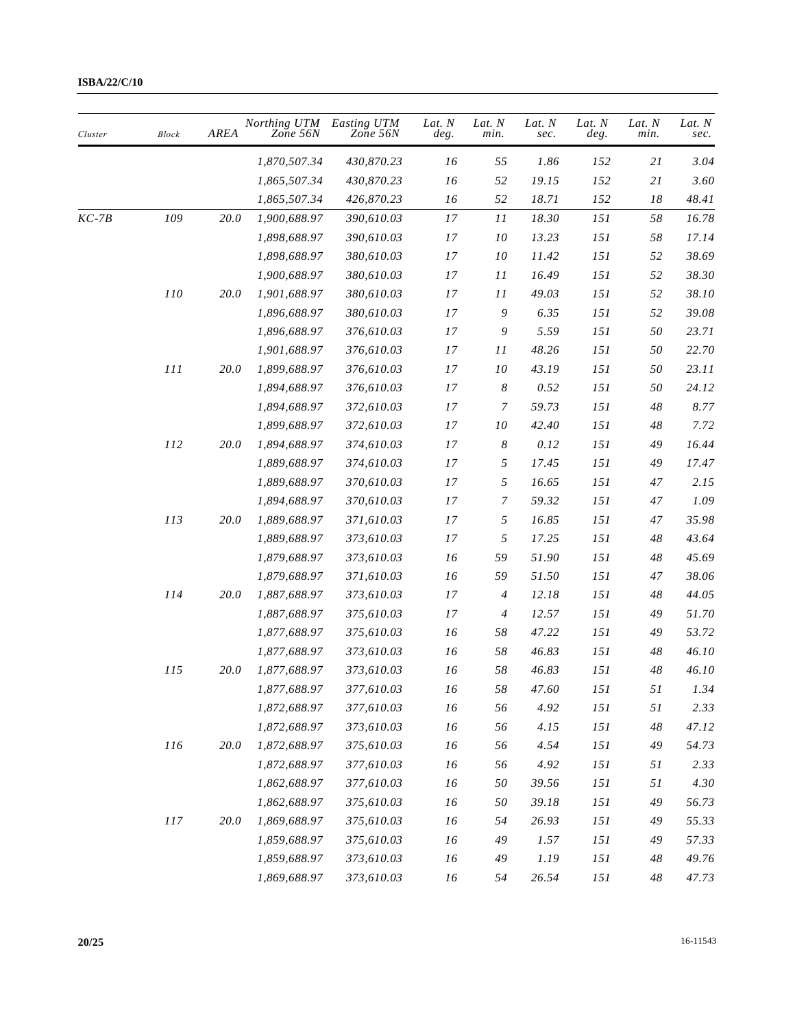| *Cluster* | *Block* | *AREA* | *Northing UTM Zone 56N* | *Easting UTM Zone 56N* | *Lat. N deg.* | *Lat. N min.* | *Lat. N sec.* | *Lat. N deg.* | *Lat. N min.* | *Lat. N sec.* |
|---|---|---|---|---|---|---|---|---|---|---|
| | | | *1,870,507.34* | *430,870.23* | *16* | *55* | *1.86* | *152* | *21* | *3.04* |
| | | | *1,865,507.34* | *430,870.23* | *16* | *52* | *19.15* | *152* | *21* | *3.60* |
| | | | *1,865,507.34* | *426,870.23* | *16* | *52* | *18.71* | *152* | *18* | *48.41* |
| *KC-7B* | *109* | *20.0* | *1,900,688.97* | *390,610.03* | *17* | *11* | *18.30* | *151* | *58* | *16.78* |
| | | | *1,898,688.97* | *390,610.03* | *17* | *10* | *13.23* | *151* | *58* | *17.14* |
| | | | *1,898,688.97* | *380,610.03* | *17* | *10* | *11.42* | *151* | *52* | *38.69* |
| | | | *1,900,688.97* | *380,610.03* | *17* | *11* | *16.49* | *151* | *52* | *38.30* |
| | *110* | *20.0* | *1,901,688.97* | *380,610.03* | *17* | *11* | *49.03* | *151* | *52* | *38.10* |
| | | | *1,896,688.97* | *380,610.03* | *17* | *9* | *6.35* | *151* | *52* | *39.08* |
| | | | *1,896,688.97* | *376,610.03* | *17* | *9* | *5.59* | *151* | *50* | *23.71* |
| | | | *1,901,688.97* | *376,610.03* | *17* | *11* | *48.26* | *151* | *50* | *22.70* |
| | *111* | *20.0* | *1,899,688.97* | *376,610.03* | *17* | *10* | *43.19* | *151* | *50* | *23.11* |
| | | | *1,894,688.97* | *376,610.03* | *17* | *8* | *0.52* | *151* | *50* | *24.12* |
| | | | *1,894,688.97* | *372,610.03* | *17* | *7* | *59.73* | *151* | *48* | *8.77* |
| | | | *1,899,688.97* | *372,610.03* | *17* | *10* | *42.40* | *151* | *48* | *7.72* |
| | *112* | *20.0* | *1,894,688.97* | *374,610.03* | *17* | *8* | *0.12* | *151* | *49* | *16.44* |
| | | | *1,889,688.97* | *374,610.03* | *17* | *5* | *17.45* | *151* | *49* | *17.47* |
| | | | *1,889,688.97* | *370,610.03* | *17* | *5* | *16.65* | *151* | *47* | *2.15* |
| | | | *1,894,688.97* | *370,610.03* | *17* | *7* | *59.32* | *151* | *47* | *1.09* |
| | *113* | *20.0* | *1,889,688.97* | *371,610.03* | *17* | *5* | *16.85* | *151* | *47* | *35.98* |
| | | | *1,889,688.97* | *373,610.03* | *17* | *5* | *17.25* | *151* | *48* | *43.64* |
| | | | *1,879,688.97* | *373,610.03* | *16* | *59* | *51.90* | *151* | *48* | *45.69* |
| | | | *1,879,688.97* | *371,610.03* | *16* | *59* | *51.50* | *151* | *47* | *38.06* |
| | *114* | *20.0* | *1,887,688.97* | *373,610.03* | *17* | *4* | *12.18* | *151* | *48* | *44.05* |
| | | | *1,887,688.97* | *375,610.03* | *17* | *4* | *12.57* | *151* | *49* | *51.70* |
| | | | *1,877,688.97* | *375,610.03* | *16* | *58* | *47.22* | *151* | *49* | *53.72* |
| | | | *1,877,688.97* | *373,610.03* | *16* | *58* | *46.83* | *151* | *48* | *46.10* |
| | *115* | *20.0* | *1,877,688.97* | *373,610.03* | *16* | *58* | *46.83* | *151* | *48* | *46.10* |
| | | | *1,877,688.97* | *377,610.03* | *16* | *58* | *47.60* | *151* | *51* | *1.34* |
| | | | *1,872,688.97* | *377,610.03* | *16* | *56* | *4.92* | *151* | *51* | *2.33* |
| | | | *1,872,688.97* | *373,610.03* | *16* | *56* | *4.15* | *151* | *48* | *47.12* |
| | *116* | *20.0* | *1,872,688.97* | *375,610.03* | *16* | *56* | *4.54* | *151* | *49* | *54.73* |
| | | | *1,872,688.97* | *377,610.03* | *16* | *56* | *4.92* | *151* | *51* | *2.33* |
| | | | *1,862,688.97* | *377,610.03* | *16* | *50* | *39.56* | *151* | *51* | *4.30* |
| | | | *1,862,688.97* | *375,610.03* | *16* | *50* | *39.18* | *151* | *49* | *56.73* |
| | *117* | *20.0* | *1,869,688.97* | *375,610.03* | *16* | *54* | *26.93* | *151* | *49* | *55.33* |
| | | | *1,859,688.97* | *375,610.03* | *16* | *49* | *1.57* | *151* | *49* | *57.33* |
| | | | *1,859,688.97* | *373,610.03* | *16* | *49* | *1.19* | *151* | *48* | *49.76* |
| | | | *1,869,688.97* | *373,610.03* | *16* | *54* | *26.54* | *151* | *48* | *47.73* |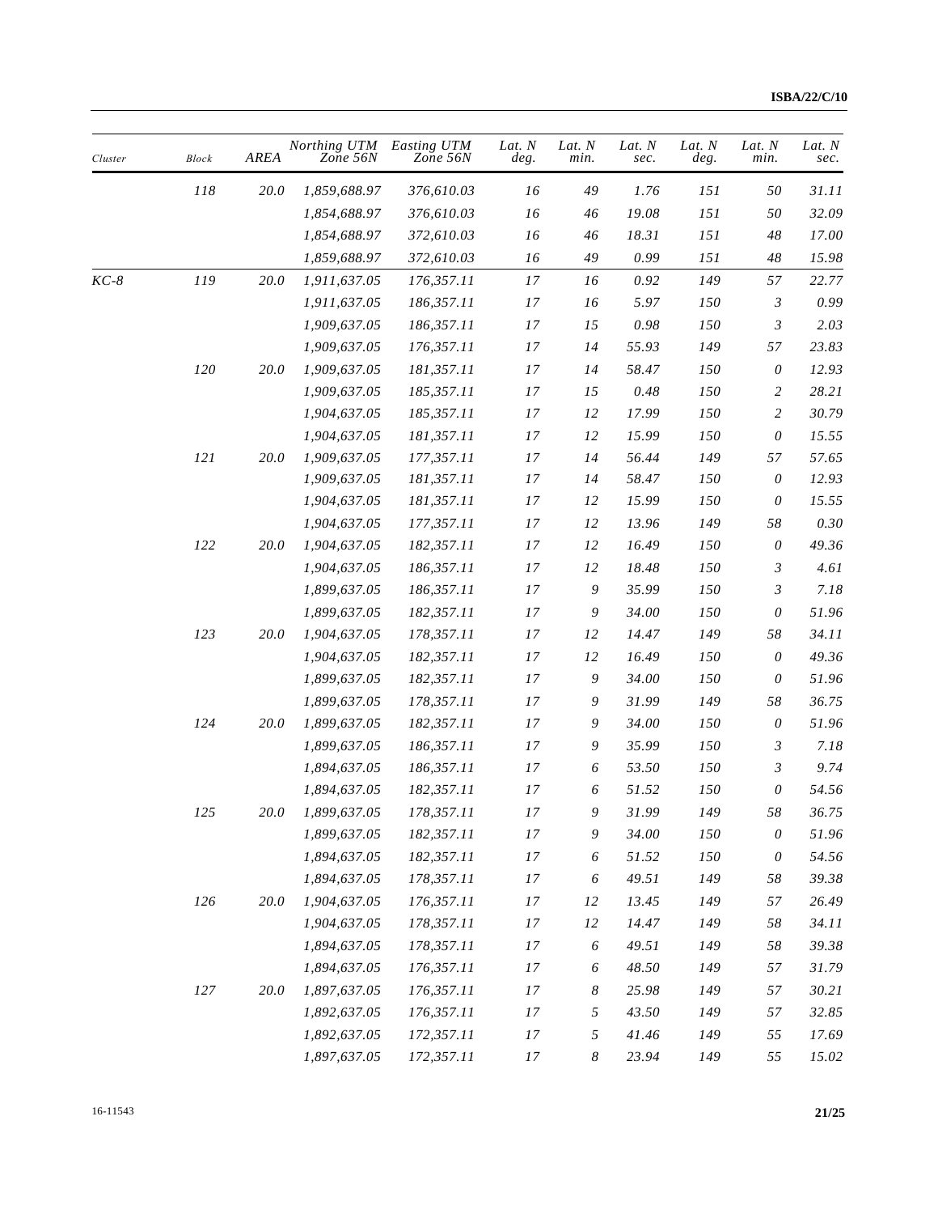| Cluster | Block | AREA | Northing UTM Zone 56N | Easting UTM Zone 56N | Lat. N deg. | Lat. N min. | Lat. N sec. | Lat. N deg. | Lat. N min. | Lat. N sec. |
|---|---|---|---|---|---|---|---|---|---|---|
| | 118 | 20.0 | 1,859,688.97 | 376,610.03 | 16 | 49 | 1.76 | 151 | 50 | 31.11 |
| | | | 1,854,688.97 | 376,610.03 | 16 | 46 | 19.08 | 151 | 50 | 32.09 |
| | | | 1,854,688.97 | 372,610.03 | 16 | 46 | 18.31 | 151 | 48 | 17.00 |
| | | | 1,859,688.97 | 372,610.03 | 16 | 49 | 0.99 | 151 | 48 | 15.98 |
| KC-8 | 119 | 20.0 | 1,911,637.05 | 176,357.11 | 17 | 16 | 0.92 | 149 | 57 | 22.77 |
| | | | 1,911,637.05 | 186,357.11 | 17 | 16 | 5.97 | 150 | 3 | 0.99 |
| | | | 1,909,637.05 | 186,357.11 | 17 | 15 | 0.98 | 150 | 3 | 2.03 |
| | | | 1,909,637.05 | 176,357.11 | 17 | 14 | 55.93 | 149 | 57 | 23.83 |
| | 120 | 20.0 | 1,909,637.05 | 181,357.11 | 17 | 14 | 58.47 | 150 | 0 | 12.93 |
| | | | 1,909,637.05 | 185,357.11 | 17 | 15 | 0.48 | 150 | 2 | 28.21 |
| | | | 1,904,637.05 | 185,357.11 | 17 | 12 | 17.99 | 150 | 2 | 30.79 |
| | | | 1,904,637.05 | 181,357.11 | 17 | 12 | 15.99 | 150 | 0 | 15.55 |
| | 121 | 20.0 | 1,909,637.05 | 177,357.11 | 17 | 14 | 56.44 | 149 | 57 | 57.65 |
| | | | 1,909,637.05 | 181,357.11 | 17 | 14 | 58.47 | 150 | 0 | 12.93 |
| | | | 1,904,637.05 | 181,357.11 | 17 | 12 | 15.99 | 150 | 0 | 15.55 |
| | | | 1,904,637.05 | 177,357.11 | 17 | 12 | 13.96 | 149 | 58 | 0.30 |
| | 122 | 20.0 | 1,904,637.05 | 182,357.11 | 17 | 12 | 16.49 | 150 | 0 | 49.36 |
| | | | 1,904,637.05 | 186,357.11 | 17 | 12 | 18.48 | 150 | 3 | 4.61 |
| | | | 1,899,637.05 | 186,357.11 | 17 | 9 | 35.99 | 150 | 3 | 7.18 |
| | | | 1,899,637.05 | 182,357.11 | 17 | 9 | 34.00 | 150 | 0 | 51.96 |
| | 123 | 20.0 | 1,904,637.05 | 178,357.11 | 17 | 12 | 14.47 | 149 | 58 | 34.11 |
| | | | 1,904,637.05 | 182,357.11 | 17 | 12 | 16.49 | 150 | 0 | 49.36 |
| | | | 1,899,637.05 | 182,357.11 | 17 | 9 | 34.00 | 150 | 0 | 51.96 |
| | | | 1,899,637.05 | 178,357.11 | 17 | 9 | 31.99 | 149 | 58 | 36.75 |
| | 124 | 20.0 | 1,899,637.05 | 182,357.11 | 17 | 9 | 34.00 | 150 | 0 | 51.96 |
| | | | 1,899,637.05 | 186,357.11 | 17 | 9 | 35.99 | 150 | 3 | 7.18 |
| | | | 1,894,637.05 | 186,357.11 | 17 | 6 | 53.50 | 150 | 3 | 9.74 |
| | | | 1,894,637.05 | 182,357.11 | 17 | 6 | 51.52 | 150 | 0 | 54.56 |
| | 125 | 20.0 | 1,899,637.05 | 178,357.11 | 17 | 9 | 31.99 | 149 | 58 | 36.75 |
| | | | 1,899,637.05 | 182,357.11 | 17 | 9 | 34.00 | 150 | 0 | 51.96 |
| | | | 1,894,637.05 | 182,357.11 | 17 | 6 | 51.52 | 150 | 0 | 54.56 |
| | | | 1,894,637.05 | 178,357.11 | 17 | 6 | 49.51 | 149 | 58 | 39.38 |
| | 126 | 20.0 | 1,904,637.05 | 176,357.11 | 17 | 12 | 13.45 | 149 | 57 | 26.49 |
| | | | 1,904,637.05 | 178,357.11 | 17 | 12 | 14.47 | 149 | 58 | 34.11 |
| | | | 1,894,637.05 | 178,357.11 | 17 | 6 | 49.51 | 149 | 58 | 39.38 |
| | | | 1,894,637.05 | 176,357.11 | 17 | 6 | 48.50 | 149 | 57 | 31.79 |
| | 127 | 20.0 | 1,897,637.05 | 176,357.11 | 17 | 8 | 25.98 | 149 | 57 | 30.21 |
| | | | 1,892,637.05 | 176,357.11 | 17 | 5 | 43.50 | 149 | 57 | 32.85 |
| | | | 1,892,637.05 | 172,357.11 | 17 | 5 | 41.46 | 149 | 55 | 17.69 |
| | | | 1,897,637.05 | 172,357.11 | 17 | 8 | 23.94 | 149 | 55 | 15.02 |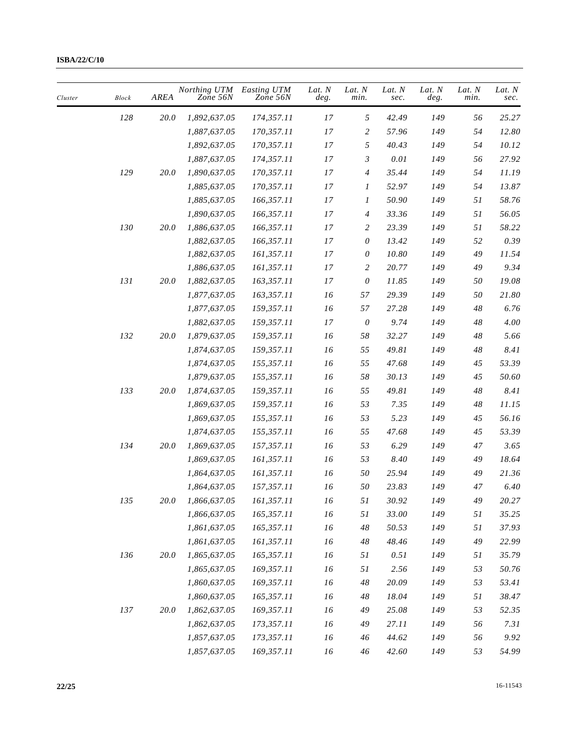| Cluster | Block | AREA | Northing UTM Zone 56N | Easting UTM Zone 56N | Lat. N deg. | Lat. N min. | Lat. N sec. | Lat. N deg. | Lat. N min. | Lat. N sec. |
|---|---|---|---|---|---|---|---|---|---|---|
| | 128 | 20.0 | 1,892,637.05 | 174,357.11 | 17 | 5 | 42.49 | 149 | 56 | 25.27 |
| | | | 1,887,637.05 | 170,357.11 | 17 | 2 | 57.96 | 149 | 54 | 12.80 |
| | | | 1,892,637.05 | 170,357.11 | 17 | 5 | 40.43 | 149 | 54 | 10.12 |
| | | | 1,887,637.05 | 174,357.11 | 17 | 3 | 0.01 | 149 | 56 | 27.92 |
| | 129 | 20.0 | 1,890,637.05 | 170,357.11 | 17 | 4 | 35.44 | 149 | 54 | 11.19 |
| | | | 1,885,637.05 | 170,357.11 | 17 | 1 | 52.97 | 149 | 54 | 13.87 |
| | | | 1,885,637.05 | 166,357.11 | 17 | 1 | 50.90 | 149 | 51 | 58.76 |
| | | | 1,890,637.05 | 166,357.11 | 17 | 4 | 33.36 | 149 | 51 | 56.05 |
| | 130 | 20.0 | 1,886,637.05 | 166,357.11 | 17 | 2 | 23.39 | 149 | 51 | 58.22 |
| | | | 1,882,637.05 | 166,357.11 | 17 | 0 | 13.42 | 149 | 52 | 0.39 |
| | | | 1,882,637.05 | 161,357.11 | 17 | 0 | 10.80 | 149 | 49 | 11.54 |
| | | | 1,886,637.05 | 161,357.11 | 17 | 2 | 20.77 | 149 | 49 | 9.34 |
| | 131 | 20.0 | 1,882,637.05 | 163,357.11 | 17 | 0 | 11.85 | 149 | 50 | 19.08 |
| | | | 1,877,637.05 | 163,357.11 | 16 | 57 | 29.39 | 149 | 50 | 21.80 |
| | | | 1,877,637.05 | 159,357.11 | 16 | 57 | 27.28 | 149 | 48 | 6.76 |
| | | | 1,882,637.05 | 159,357.11 | 17 | 0 | 9.74 | 149 | 48 | 4.00 |
| | 132 | 20.0 | 1,879,637.05 | 159,357.11 | 16 | 58 | 32.27 | 149 | 48 | 5.66 |
| | | | 1,874,637.05 | 159,357.11 | 16 | 55 | 49.81 | 149 | 48 | 8.41 |
| | | | 1,874,637.05 | 155,357.11 | 16 | 55 | 47.68 | 149 | 45 | 53.39 |
| | | | 1,879,637.05 | 155,357.11 | 16 | 58 | 30.13 | 149 | 45 | 50.60 |
| | 133 | 20.0 | 1,874,637.05 | 159,357.11 | 16 | 55 | 49.81 | 149 | 48 | 8.41 |
| | | | 1,869,637.05 | 159,357.11 | 16 | 53 | 7.35 | 149 | 48 | 11.15 |
| | | | 1,869,637.05 | 155,357.11 | 16 | 53 | 5.23 | 149 | 45 | 56.16 |
| | | | 1,874,637.05 | 155,357.11 | 16 | 55 | 47.68 | 149 | 45 | 53.39 |
| | 134 | 20.0 | 1,869,637.05 | 157,357.11 | 16 | 53 | 6.29 | 149 | 47 | 3.65 |
| | | | 1,869,637.05 | 161,357.11 | 16 | 53 | 8.40 | 149 | 49 | 18.64 |
| | | | 1,864,637.05 | 161,357.11 | 16 | 50 | 25.94 | 149 | 49 | 21.36 |
| | | | 1,864,637.05 | 157,357.11 | 16 | 50 | 23.83 | 149 | 47 | 6.40 |
| | 135 | 20.0 | 1,866,637.05 | 161,357.11 | 16 | 51 | 30.92 | 149 | 49 | 20.27 |
| | | | 1,866,637.05 | 165,357.11 | 16 | 51 | 33.00 | 149 | 51 | 35.25 |
| | | | 1,861,637.05 | 165,357.11 | 16 | 48 | 50.53 | 149 | 51 | 37.93 |
| | | | 1,861,637.05 | 161,357.11 | 16 | 48 | 48.46 | 149 | 49 | 22.99 |
| | 136 | 20.0 | 1,865,637.05 | 165,357.11 | 16 | 51 | 0.51 | 149 | 51 | 35.79 |
| | | | 1,865,637.05 | 169,357.11 | 16 | 51 | 2.56 | 149 | 53 | 50.76 |
| | | | 1,860,637.05 | 169,357.11 | 16 | 48 | 20.09 | 149 | 53 | 53.41 |
| | | | 1,860,637.05 | 165,357.11 | 16 | 48 | 18.04 | 149 | 51 | 38.47 |
| | 137 | 20.0 | 1,862,637.05 | 169,357.11 | 16 | 49 | 25.08 | 149 | 53 | 52.35 |
| | | | 1,862,637.05 | 173,357.11 | 16 | 49 | 27.11 | 149 | 56 | 7.31 |
| | | | 1,857,637.05 | 173,357.11 | 16 | 46 | 44.62 | 149 | 56 | 9.92 |
| | | | 1,857,637.05 | 169,357.11 | 16 | 46 | 42.60 | 149 | 53 | 54.99 |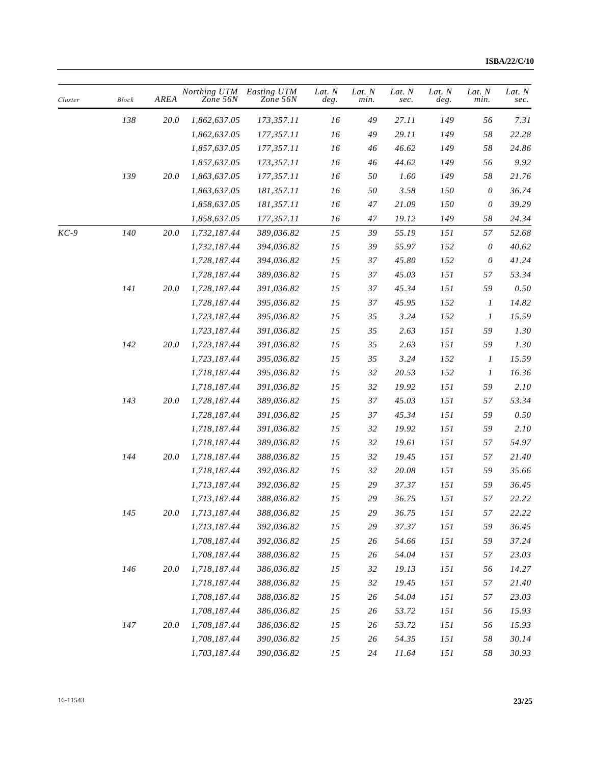| Cluster | Block | AREA | Northing UTM Zone 56N | Easting UTM Zone 56N | Lat. N deg. | Lat. N min. | Lat. N sec. | Lat. N deg. | Lat. N min. | Lat. N sec. |
|---|---|---|---|---|---|---|---|---|---|---|
| | 138 | 20.0 | 1,862,637.05 | 173,357.11 | 16 | 49 | 27.11 | 149 | 56 | 7.31 |
| | | | 1,862,637.05 | 177,357.11 | 16 | 49 | 29.11 | 149 | 58 | 22.28 |
| | | | 1,857,637.05 | 177,357.11 | 16 | 46 | 46.62 | 149 | 58 | 24.86 |
| | | | 1,857,637.05 | 173,357.11 | 16 | 46 | 44.62 | 149 | 56 | 9.92 |
| | 139 | 20.0 | 1,863,637.05 | 177,357.11 | 16 | 50 | 1.60 | 149 | 58 | 21.76 |
| | | | 1,863,637.05 | 181,357.11 | 16 | 50 | 3.58 | 150 | 0 | 36.74 |
| | | | 1,858,637.05 | 181,357.11 | 16 | 47 | 21.09 | 150 | 0 | 39.29 |
| | | | 1,858,637.05 | 177,357.11 | 16 | 47 | 19.12 | 149 | 58 | 24.34 |
| KC-9 | 140 | 20.0 | 1,732,187.44 | 389,036.82 | 15 | 39 | 55.19 | 151 | 57 | 52.68 |
| | | | 1,732,187.44 | 394,036.82 | 15 | 39 | 55.97 | 152 | 0 | 40.62 |
| | | | 1,728,187.44 | 394,036.82 | 15 | 37 | 45.80 | 152 | 0 | 41.24 |
| | | | 1,728,187.44 | 389,036.82 | 15 | 37 | 45.03 | 151 | 57 | 53.34 |
| | 141 | 20.0 | 1,728,187.44 | 391,036.82 | 15 | 37 | 45.34 | 151 | 59 | 0.50 |
| | | | 1,728,187.44 | 395,036.82 | 15 | 37 | 45.95 | 152 | 1 | 14.82 |
| | | | 1,723,187.44 | 395,036.82 | 15 | 35 | 3.24 | 152 | 1 | 15.59 |
| | | | 1,723,187.44 | 391,036.82 | 15 | 35 | 2.63 | 151 | 59 | 1.30 |
| | 142 | 20.0 | 1,723,187.44 | 391,036.82 | 15 | 35 | 2.63 | 151 | 59 | 1.30 |
| | | | 1,723,187.44 | 395,036.82 | 15 | 35 | 3.24 | 152 | 1 | 15.59 |
| | | | 1,718,187.44 | 395,036.82 | 15 | 32 | 20.53 | 152 | 1 | 16.36 |
| | | | 1,718,187.44 | 391,036.82 | 15 | 32 | 19.92 | 151 | 59 | 2.10 |
| | 143 | 20.0 | 1,728,187.44 | 389,036.82 | 15 | 37 | 45.03 | 151 | 57 | 53.34 |
| | | | 1,728,187.44 | 391,036.82 | 15 | 37 | 45.34 | 151 | 59 | 0.50 |
| | | | 1,718,187.44 | 391,036.82 | 15 | 32 | 19.92 | 151 | 59 | 2.10 |
| | | | 1,718,187.44 | 389,036.82 | 15 | 32 | 19.61 | 151 | 57 | 54.97 |
| | 144 | 20.0 | 1,718,187.44 | 388,036.82 | 15 | 32 | 19.45 | 151 | 57 | 21.40 |
| | | | 1,718,187.44 | 392,036.82 | 15 | 32 | 20.08 | 151 | 59 | 35.66 |
| | | | 1,713,187.44 | 392,036.82 | 15 | 29 | 37.37 | 151 | 59 | 36.45 |
| | | | 1,713,187.44 | 388,036.82 | 15 | 29 | 36.75 | 151 | 57 | 22.22 |
| | 145 | 20.0 | 1,713,187.44 | 388,036.82 | 15 | 29 | 36.75 | 151 | 57 | 22.22 |
| | | | 1,713,187.44 | 392,036.82 | 15 | 29 | 37.37 | 151 | 59 | 36.45 |
| | | | 1,708,187.44 | 392,036.82 | 15 | 26 | 54.66 | 151 | 59 | 37.24 |
| | | | 1,708,187.44 | 388,036.82 | 15 | 26 | 54.04 | 151 | 57 | 23.03 |
| | 146 | 20.0 | 1,718,187.44 | 386,036.82 | 15 | 32 | 19.13 | 151 | 56 | 14.27 |
| | | | 1,718,187.44 | 388,036.82 | 15 | 32 | 19.45 | 151 | 57 | 21.40 |
| | | | 1,708,187.44 | 388,036.82 | 15 | 26 | 54.04 | 151 | 57 | 23.03 |
| | | | 1,708,187.44 | 386,036.82 | 15 | 26 | 53.72 | 151 | 56 | 15.93 |
| | 147 | 20.0 | 1,708,187.44 | 386,036.82 | 15 | 26 | 53.72 | 151 | 56 | 15.93 |
| | | | 1,708,187.44 | 390,036.82 | 15 | 26 | 54.35 | 151 | 58 | 30.14 |
| | | | 1,703,187.44 | 390,036.82 | 15 | 24 | 11.64 | 151 | 58 | 30.93 |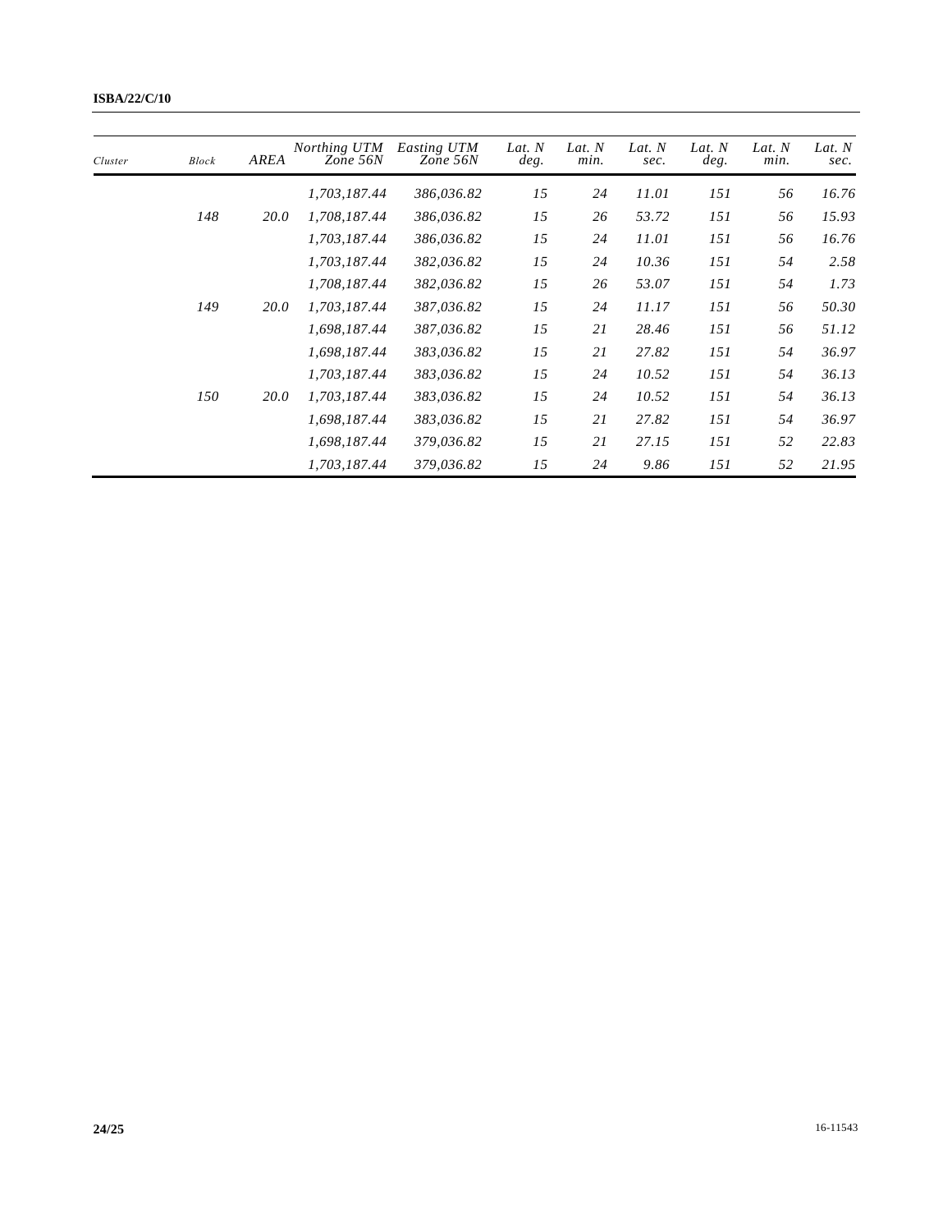| *Cluster* | *Block* | *AREA* | *Northing UTM Zone 56N* | *Easting UTM Zone 56N* | *Lat. N deg.* | *Lat. N min.* | *Lat. N sec.* | *Lat. N deg.* | *Lat. N min.* | *Lat. N sec.* |
|---|---|---|---|---|---|---|---|---|---|---|
| | | | *1,703,187.44* | *386,036.82* | *15* | *24* | *11.01* | *151* | *56* | *16.76* |
| | *148* | *20.0* | *1,708,187.44* | *386,036.82* | *15* | *26* | *53.72* | *151* | *56* | *15.93* |
| | | | *1,703,187.44* | *386,036.82* | *15* | *24* | *11.01* | *151* | *56* | *16.76* |
| | | | *1,703,187.44* | *382,036.82* | *15* | *24* | *10.36* | *151* | *54* | *2.58* |
| | | | *1,708,187.44* | *382,036.82* | *15* | *26* | *53.07* | *151* | *54* | *1.73* |
| | *149* | *20.0* | *1,703,187.44* | *387,036.82* | *15* | *24* | *11.17* | *151* | *56* | *50.30* |
| | | | *1,698,187.44* | *387,036.82* | *15* | *21* | *28.46* | *151* | *56* | *51.12* |
| | | | *1,698,187.44* | *383,036.82* | *15* | *21* | *27.82* | *151* | *54* | *36.97* |
| | | | *1,703,187.44* | *383,036.82* | *15* | *24* | *10.52* | *151* | *54* | *36.13* |
| | *150* | *20.0* | *1,703,187.44* | *383,036.82* | *15* | *24* | *10.52* | *151* | *54* | *36.13* |
| | | | *1,698,187.44* | *383,036.82* | *15* | *21* | *27.82* | *151* | *54* | *36.97* |
| | | | *1,698,187.44* | *379,036.82* | *15* | *21* | *27.15* | *151* | *52* | *22.83* |
| | | | *1,703,187.44* | *379,036.82* | *15* | *24* | *9.86* | *151* | *52* | *21.95* |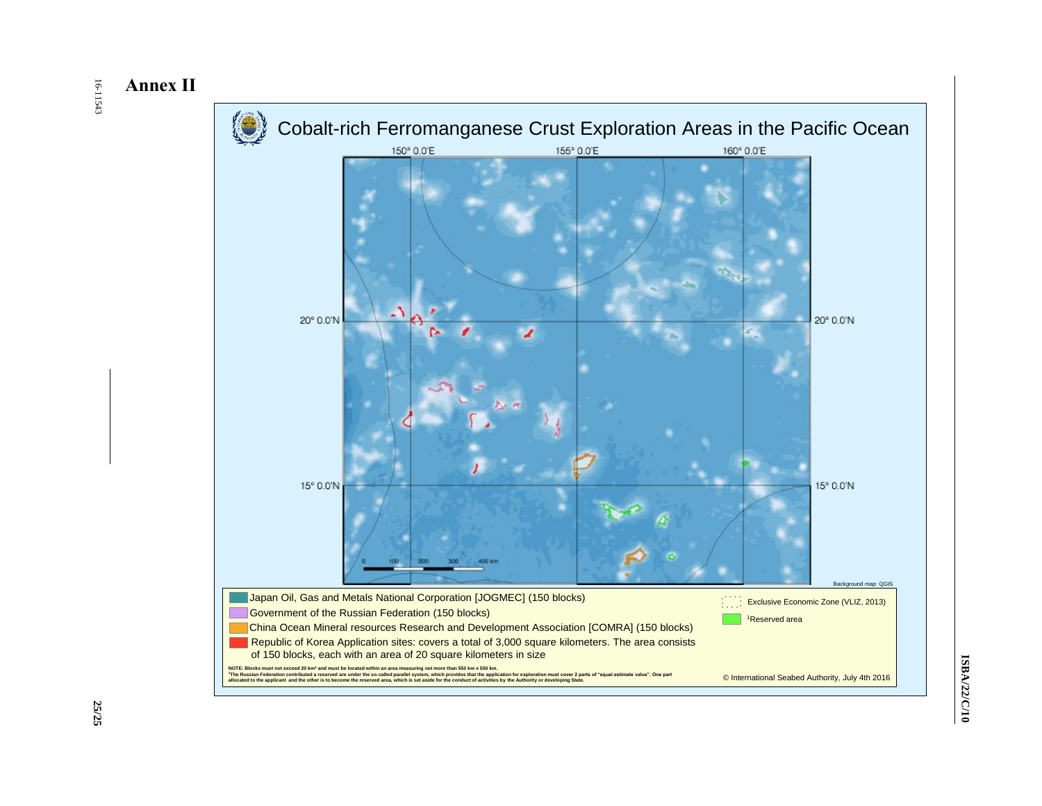# Annex II

Cobalt-rich Ferromanganese Crust Exploration Areas in the Pacific Ocean

150° 0.0'E
155° 0.0'E
160° 0.0'E
20° 0.0'N
15° 0.0'N
0 100 200 300 400 km

Background map: QGIS

Japan Oil, Gas and Metals National Corporation [JOGMEC] (150 blocks)

Government of the Russian Federation (150 blocks)

China Ocean Mineral resources Research and Development Association [COMRA] (150 blocks)

Republic of Korea Application sites: covers a total of 3,000 square kilometers. The area consists of 150 blocks, each with an area of 20 square kilometers in size

Exclusive Economic Zone (VLIZ, 2013)

[1]Reserved area

NOTE: Blocks must not exceed 20 km² and must be located within an area measuring not more than 550 km x 550 km.

[1]The Russian Federation contributed a reserved are under the so-called parallel system, which provides that the application for exploration must cover 2 parts of "equal estimate value". One part allocated to the applicant and the other is to become the reserved area, which is set aside for the conduct of activities by the Authority or developing State.

© International Seabed Authority, July 4th 2016